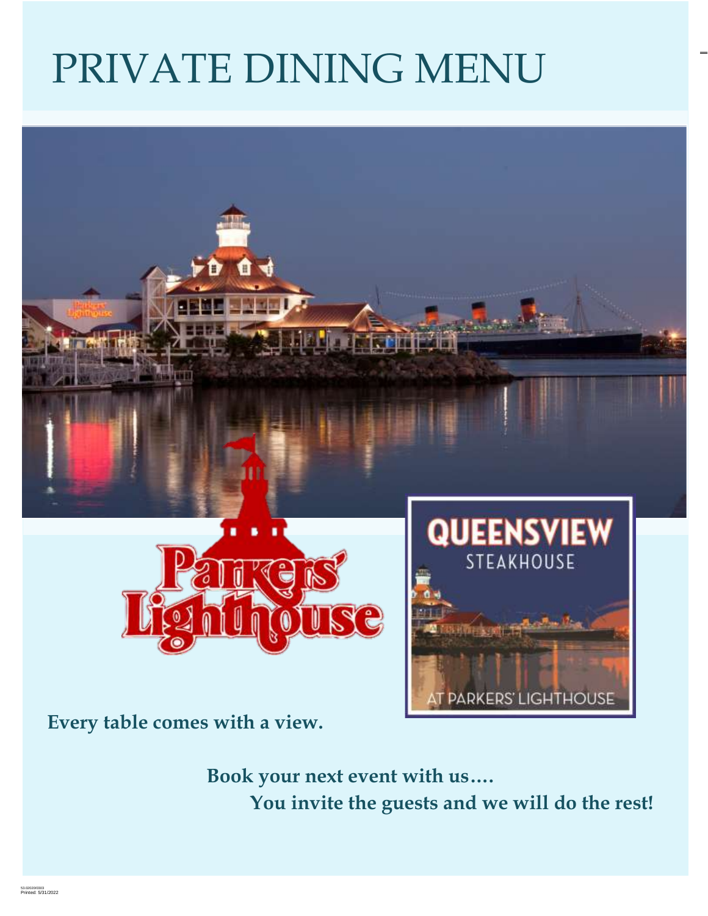# PRIVATE DINING MENU

**Every table comes with a view.**

**Book your next event with us….**
**You invite the guests and we will do the rest!**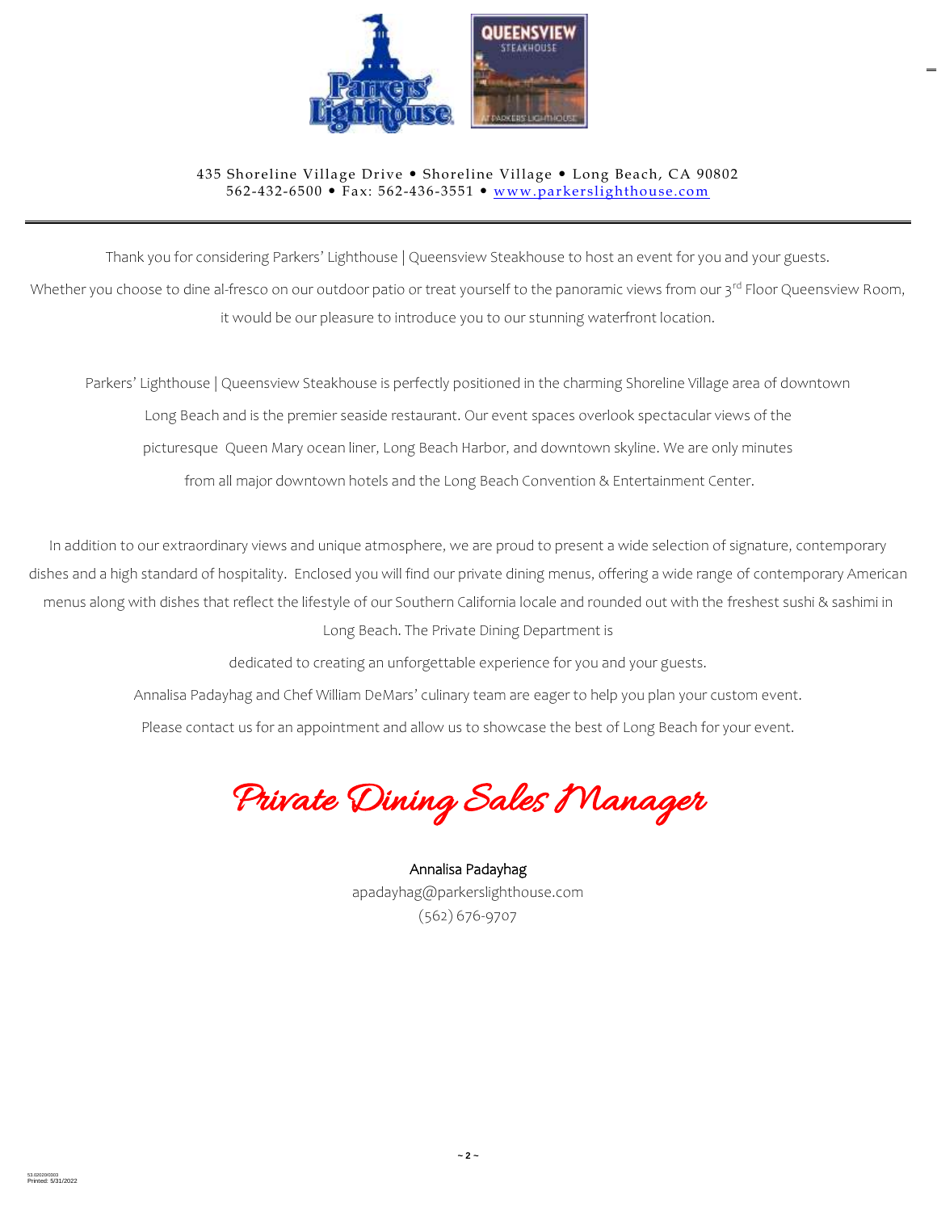435 Shoreline Village Drive • Shoreline Village • Long Beach, CA 90802
562-432-6500 • Fax: 562-436-3551 • www.parkerslighthouse.com

---

Thank you for considering Parkers' Lighthouse | Queensview Steakhouse to host an event for you and your guests.

Whether you choose to dine al-fresco on our outdoor patio or treat yourself to the panoramic views from our 3rd Floor Queensview Room, it would be our pleasure to introduce you to our stunning waterfront location.

Parkers' Lighthouse | Queensview Steakhouse is perfectly positioned in the charming Shoreline Village area of downtown Long Beach and is the premier seaside restaurant. Our event spaces overlook spectacular views of the picturesque Queen Mary ocean liner, Long Beach Harbor, and downtown skyline. We are only minutes from all major downtown hotels and the Long Beach Convention & Entertainment Center.

In addition to our extraordinary views and unique atmosphere, we are proud to present a wide selection of signature, contemporary dishes and a high standard of hospitality. Enclosed you will find our private dining menus, offering a wide range of contemporary American menus along with dishes that reflect the lifestyle of our Southern California locale and rounded out with the freshest sushi & sashimi in Long Beach. The Private Dining Department is dedicated to creating an unforgettable experience for you and your guests.

Annalisa Padayhag and Chef William DeMars' culinary team are eager to help you plan your custom event.

Please contact us for an appointment and allow us to showcase the best of Long Beach for your event.

## *Private Dining Sales Manager*

Annalisa Padayhag
apadayhag@parkerslighthouse.com
(562) 676-9707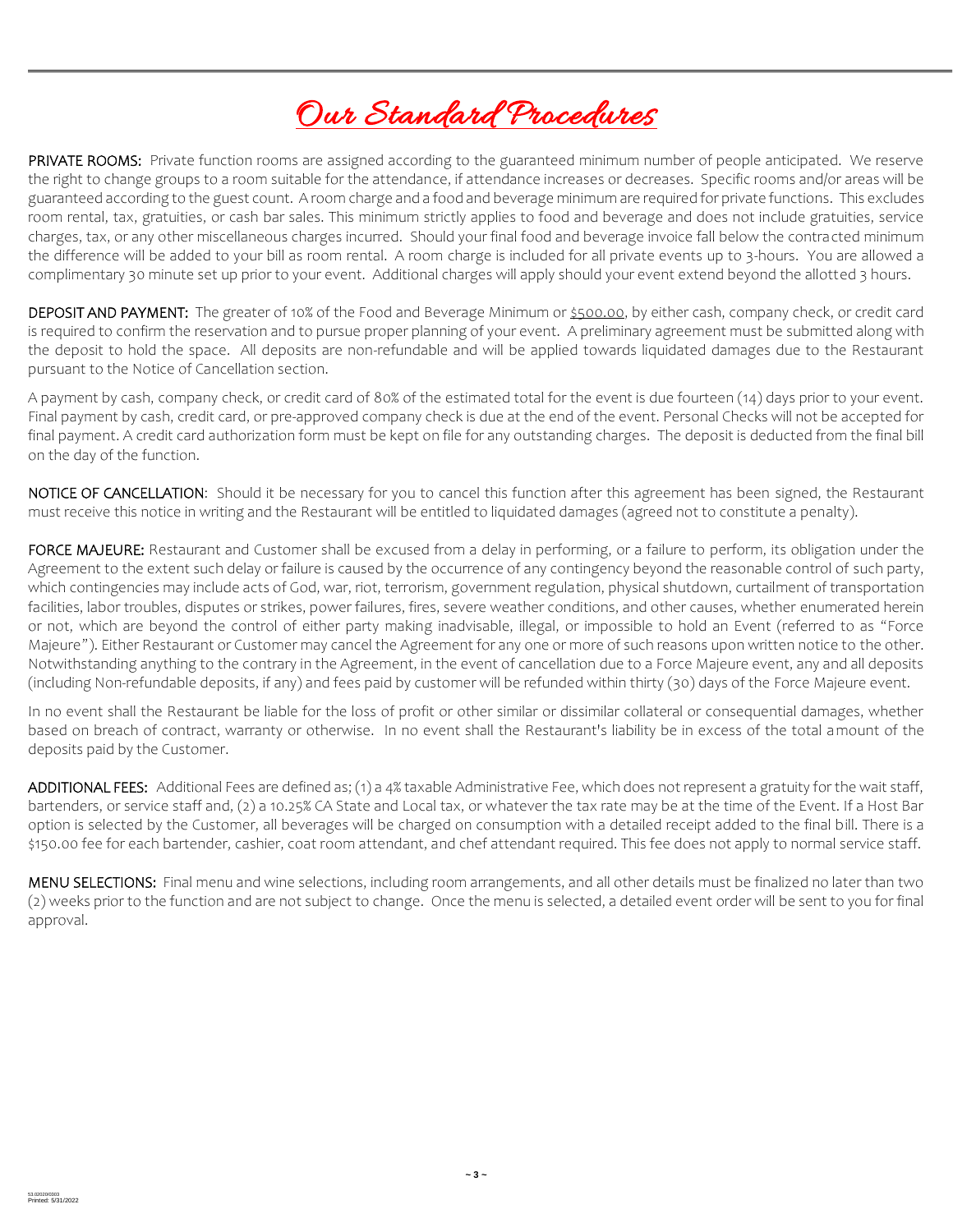# Our Standard Procedures

**PRIVATE ROOMS:** Private function rooms are assigned according to the guaranteed minimum number of people anticipated. We reserve the right to change groups to a room suitable for the attendance, if attendance increases or decreases. Specific rooms and/or areas will be guaranteed according to the guest count. A room charge and a food and beverage minimum are required for private functions. This excludes room rental, tax, gratuities, or cash bar sales. This minimum strictly applies to food and beverage and does not include gratuities, service charges, tax, or any other miscellaneous charges incurred. Should your final food and beverage invoice fall below the contracted minimum the difference will be added to your bill as room rental. A room charge is included for all private events up to 3-hours. You are allowed a complimentary 30 minute set up prior to your event. Additional charges will apply should your event extend beyond the allotted 3 hours.

**DEPOSIT AND PAYMENT:** The greater of 10% of the Food and Beverage Minimum or $500.00, by either cash, company check, or credit card is required to confirm the reservation and to pursue proper planning of your event. A preliminary agreement must be submitted along with the deposit to hold the space. All deposits are non-refundable and will be applied towards liquidated damages due to the Restaurant pursuant to the Notice of Cancellation section.

A payment by cash, company check, or credit card of 80% of the estimated total for the event is due fourteen (14) days prior to your event. Final payment by cash, credit card, or pre-approved company check is due at the end of the event. Personal Checks will not be accepted for final payment. A credit card authorization form must be kept on file for any outstanding charges. The deposit is deducted from the final bill on the day of the function.

**NOTICE OF CANCELLATION**: Should it be necessary for you to cancel this function after this agreement has been signed, the Restaurant must receive this notice in writing and the Restaurant will be entitled to liquidated damages (agreed not to constitute a penalty).

**FORCE MAJEURE:** Restaurant and Customer shall be excused from a delay in performing, or a failure to perform, its obligation under the Agreement to the extent such delay or failure is caused by the occurrence of any contingency beyond the reasonable control of such party, which contingencies may include acts of God, war, riot, terrorism, government regulation, physical shutdown, curtailment of transportation facilities, labor troubles, disputes or strikes, power failures, fires, severe weather conditions, and other causes, whether enumerated herein or not, which are beyond the control of either party making inadvisable, illegal, or impossible to hold an Event (referred to as "Force Majeure"). Either Restaurant or Customer may cancel the Agreement for any one or more of such reasons upon written notice to the other. Notwithstanding anything to the contrary in the Agreement, in the event of cancellation due to a Force Majeure event, any and all deposits (including Non-refundable deposits, if any) and fees paid by customer will be refunded within thirty (30) days of the Force Majeure event.

In no event shall the Restaurant be liable for the loss of profit or other similar or dissimilar collateral or consequential damages, whether based on breach of contract, warranty or otherwise. In no event shall the Restaurant's liability be in excess of the total amount of the deposits paid by the Customer.

**ADDITIONAL FEES:** Additional Fees are defined as; (1) a 4% taxable Administrative Fee, which does not represent a gratuity for the wait staff, bartenders, or service staff and, (2) a 10.25% CA State and Local tax, or whatever the tax rate may be at the time of the Event. If a Host Bar option is selected by the Customer, all beverages will be charged on consumption with a detailed receipt added to the final bill. There is a $150.00 fee for each bartender, cashier, coat room attendant, and chef attendant required. This fee does not apply to normal service staff.

**MENU SELECTIONS:** Final menu and wine selections, including room arrangements, and all other details must be finalized no later than two (2) weeks prior to the function and are not subject to change. Once the menu is selected, a detailed event order will be sent to you for final approval.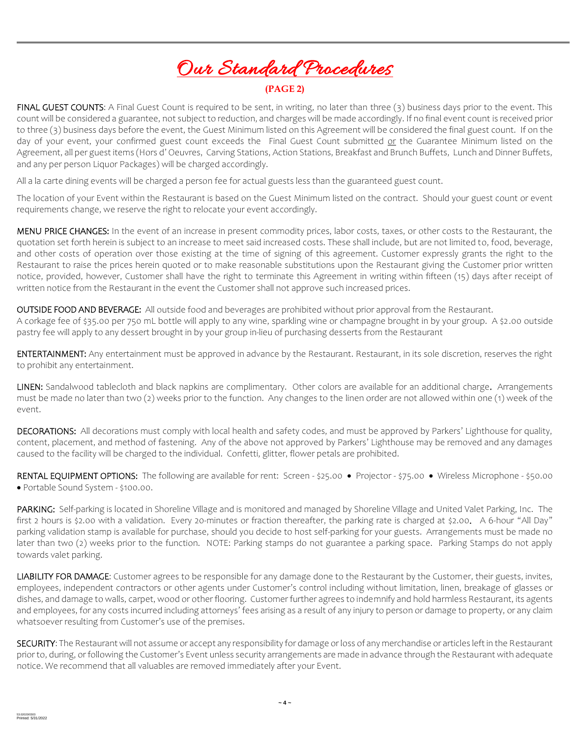# Our Standard Procedures

**(PAGE 2)**

**FINAL GUEST COUNTS**: A Final Guest Count is required to be sent, in writing, no later than three (3) business days prior to the event. This count will be considered a guarantee, not subject to reduction, and charges will be made accordingly. If no final event count is received prior to three (3) business days before the event, the Guest Minimum listed on this Agreement will be considered the final guest count. If on the day of your event, your confirmed guest count exceeds the Final Guest Count submitted or the Guarantee Minimum listed on the Agreement, all per guest items (Hors d' Oeuvres, Carving Stations, Action Stations, Breakfast and Brunch Buffets, Lunch and Dinner Buffets, and any per person Liquor Packages) will be charged accordingly.

All a la carte dining events will be charged a person fee for actual guests less than the guaranteed guest count.

The location of your Event within the Restaurant is based on the Guest Minimum listed on the contract. Should your guest count or event requirements change, we reserve the right to relocate your event accordingly.

**MENU PRICE CHANGES:** In the event of an increase in present commodity prices, labor costs, taxes, or other costs to the Restaurant, the quotation set forth herein is subject to an increase to meet said increased costs. These shall include, but are not limited to, food, beverage, and other costs of operation over those existing at the time of signing of this agreement. Customer expressly grants the right to the Restaurant to raise the prices herein quoted or to make reasonable substitutions upon the Restaurant giving the Customer prior written notice, provided, however, Customer shall have the right to terminate this Agreement in writing within fifteen (15) days after receipt of written notice from the Restaurant in the event the Customer shall not approve such increased prices.

**OUTSIDE FOOD AND BEVERAGE:** All outside food and beverages are prohibited without prior approval from the Restaurant.
A corkage fee of $35.00 per 750 mL bottle will apply to any wine, sparkling wine or champagne brought in by your group. A $2.00 outside pastry fee will apply to any dessert brought in by your group in-lieu of purchasing desserts from the Restaurant

**ENTERTAINMENT:** Any entertainment must be approved in advance by the Restaurant. Restaurant, in its sole discretion, reserves the right to prohibit any entertainment.

**LINEN:** Sandalwood tablecloth and black napkins are complimentary. Other colors are available for an additional charge. Arrangements must be made no later than two (2) weeks prior to the function. Any changes to the linen order are not allowed within one (1) week of the event.

**DECORATIONS:** All decorations must comply with local health and safety codes, and must be approved by Parkers' Lighthouse for quality, content, placement, and method of fastening. Any of the above not approved by Parkers' Lighthouse may be removed and any damages caused to the facility will be charged to the individual. Confetti, glitter, flower petals are prohibited.

**RENTAL EQUIPMENT OPTIONS:** The following are available for rent: Screen - $25.00 • Projector - $75.00 • Wireless Microphone - $50.00 • Portable Sound System - $100.00.

**PARKING:** Self-parking is located in Shoreline Village and is monitored and managed by Shoreline Village and United Valet Parking, Inc. The first 2 hours is $2.00 with a validation. Every 20-minutes or fraction thereafter, the parking rate is charged at $2.00. A 6-hour "All Day" parking validation stamp is available for purchase, should you decide to host self-parking for your guests. Arrangements must be made no later than two (2) weeks prior to the function. NOTE: Parking stamps do not guarantee a parking space. Parking Stamps do not apply towards valet parking.

**LIABILITY FOR DAMAGE**: Customer agrees to be responsible for any damage done to the Restaurant by the Customer, their guests, invites, employees, independent contractors or other agents under Customer's control including without limitation, linen, breakage of glasses or dishes, and damage to walls, carpet, wood or other flooring. Customer further agrees to indemnify and hold harmless Restaurant, its agents and employees, for any costs incurred including attorneys' fees arising as a result of any injury to person or damage to property, or any claim whatsoever resulting from Customer's use of the premises.

**SECURITY**: The Restaurant will not assume or accept any responsibility for damage or loss of any merchandise or articles left in the Restaurant prior to, during, or following the Customer's Event unless security arrangements are made in advance through the Restaurant with adequate notice. We recommend that all valuables are removed immediately after your Event.

53.02020/0303
Printed: 5/31/2022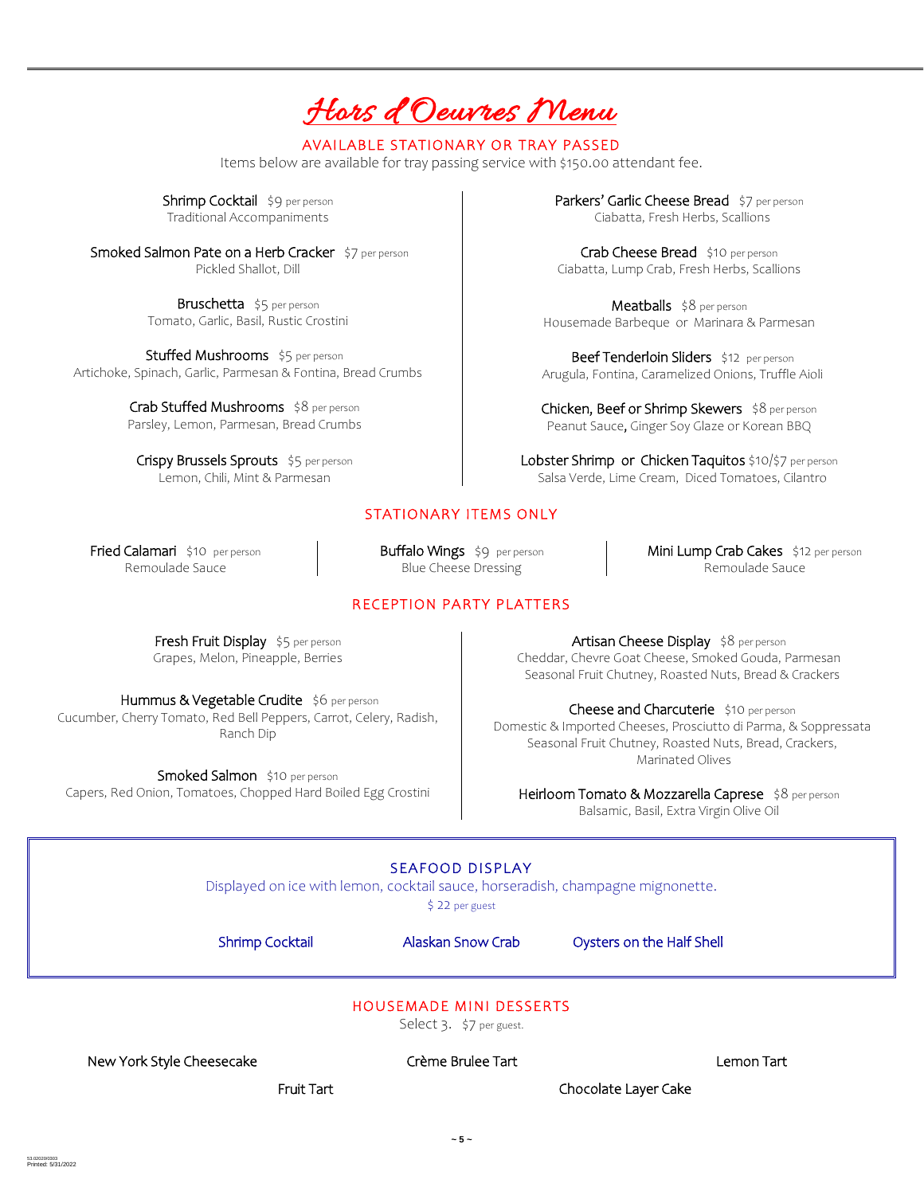# Hors d'Oeuvres Menu

## AVAILABLE STATIONARY OR TRAY PASSED

Items below are available for tray passing service with $150.00 attendant fee.

**Shrimp Cocktail** $9 per person
Traditional Accompaniments

**Smoked Salmon Pate on a Herb Cracker** $7 per person
Pickled Shallot, Dill

**Bruschetta** $5 per person
Tomato, Garlic, Basil, Rustic Crostini

**Stuffed Mushrooms** $5 per person
Artichoke, Spinach, Garlic, Parmesan & Fontina, Bread Crumbs

**Crab Stuffed Mushrooms** $8 per person
Parsley, Lemon, Parmesan, Bread Crumbs

**Crispy Brussels Sprouts** $5 per person
Lemon, Chili, Mint & Parmesan

**Parkers' Garlic Cheese Bread** $7 per person
Ciabatta, Fresh Herbs, Scallions

**Crab Cheese Bread** $10 per person
Ciabatta, Lump Crab, Fresh Herbs, Scallions

**Meatballs** $8 per person
Housemade Barbeque or Marinara & Parmesan

**Beef Tenderloin Sliders** $12 per person
Arugula, Fontina, Caramelized Onions, Truffle Aioli

**Chicken, Beef or Shrimp Skewers** $8 per person
Peanut Sauce, Ginger Soy Glaze or Korean BBQ

**Lobster Shrimp or Chicken Taquitos** $10/$7 per person
Salsa Verde, Lime Cream, Diced Tomatoes, Cilantro

## STATIONARY ITEMS ONLY

**Fried Calamari** $10 per person
Remoulade Sauce

**Buffalo Wings** $9 per person
Blue Cheese Dressing

**Mini Lump Crab Cakes** $12 per person
Remoulade Sauce

## RECEPTION PARTY PLATTERS

**Fresh Fruit Display** $5 per person
Grapes, Melon, Pineapple, Berries

**Hummus & Vegetable Crudite** $6 per person
Cucumber, Cherry Tomato, Red Bell Peppers, Carrot, Celery, Radish, Ranch Dip

**Smoked Salmon** $10 per person
Capers, Red Onion, Tomatoes, Chopped Hard Boiled Egg Crostini

**Artisan Cheese Display** $8 per person
Cheddar, Chevre Goat Cheese, Smoked Gouda, Parmesan
Seasonal Fruit Chutney, Roasted Nuts, Bread & Crackers

**Cheese and Charcuterie** $10 per person
Domestic & Imported Cheeses, Prosciutto di Parma, & Soppressata
Seasonal Fruit Chutney, Roasted Nuts, Bread, Crackers, Marinated Olives

**Heirloom Tomato & Mozzarella Caprese** $8 per person
Balsamic, Basil, Extra Virgin Olive Oil

## SEAFOOD DISPLAY

Displayed on ice with lemon, cocktail sauce, horseradish, champagne mignonette.
$ 22 per guest

Shrimp Cocktail | Alaskan Snow Crab | Oysters on the Half Shell

## HOUSEMADE MINI DESSERTS

Select 3. $7 per guest.

- New York Style Cheesecake
- Crème Brulee Tart
- Lemon Tart
- Fruit Tart
- Chocolate Layer Cake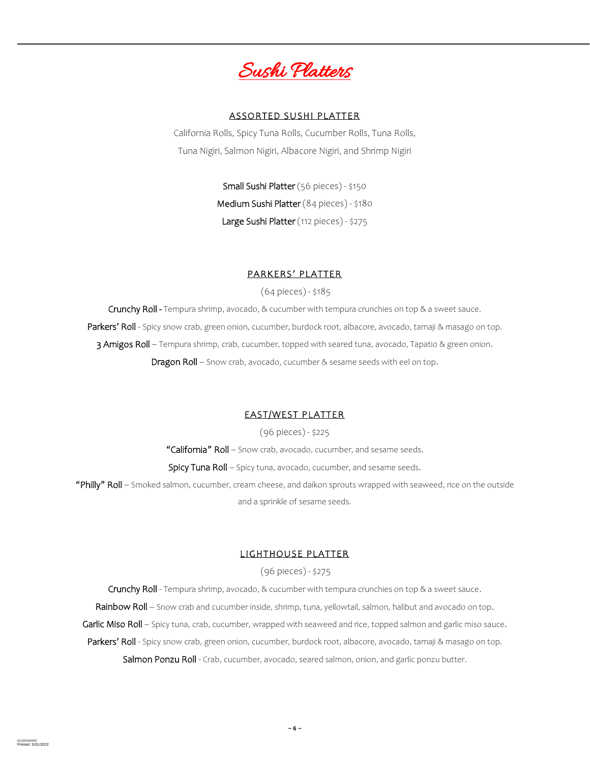# Sushi Platters

## ASSORTED SUSHI PLATTER

California Rolls, Spicy Tuna Rolls, Cucumber Rolls, Tuna Rolls, Tuna Nigiri, Salmon Nigiri, Albacore Nigiri, and Shrimp Nigiri

**Small Sushi Platter** (56 pieces) - $150

**Medium Sushi Platter** (84 pieces) - $180

**Large Sushi Platter** (112 pieces) - $275

## PARKERS' PLATTER

(64 pieces) - $185

**Crunchy Roll** - Tempura shrimp, avocado, & cucumber with tempura crunchies on top & a sweet sauce.

**Parkers' Roll** - Spicy snow crab, green onion, cucumber, burdock root, albacore, avocado, tamaji & masago on top.

**3 Amigos Roll** – Tempura shrimp, crab, cucumber, topped with seared tuna, avocado, Tapatio & green onion.

**Dragon Roll** – Snow crab, avocado, cucumber & sesame seeds with eel on top.

## EAST/WEST PLATTER

(96 pieces) - $225

**"California" Roll** – Snow crab, avocado, cucumber, and sesame seeds.

**Spicy Tuna Roll** – Spicy tuna, avocado, cucumber, and sesame seeds.

**"Philly" Roll** – Smoked salmon, cucumber, cream cheese, and daikon sprouts wrapped with seaweed, rice on the outside and a sprinkle of sesame seeds.

## LIGHTHOUSE PLATTER

(96 pieces) - $275

**Crunchy Roll** - Tempura shrimp, avocado, & cucumber with tempura crunchies on top & a sweet sauce.

**Rainbow Roll** – Snow crab and cucumber inside, shrimp, tuna, yellowtail, salmon, halibut and avocado on top.

**Garlic Miso Roll** – Spicy tuna, crab, cucumber, wrapped with seaweed and rice, topped salmon and garlic miso sauce.

**Parkers' Roll** - Spicy snow crab, green onion, cucumber, burdock root, albacore, avocado, tamaji & masago on top.

**Salmon Ponzu Roll** - Crab, cucumber, avocado, seared salmon, onion, and garlic ponzu butter.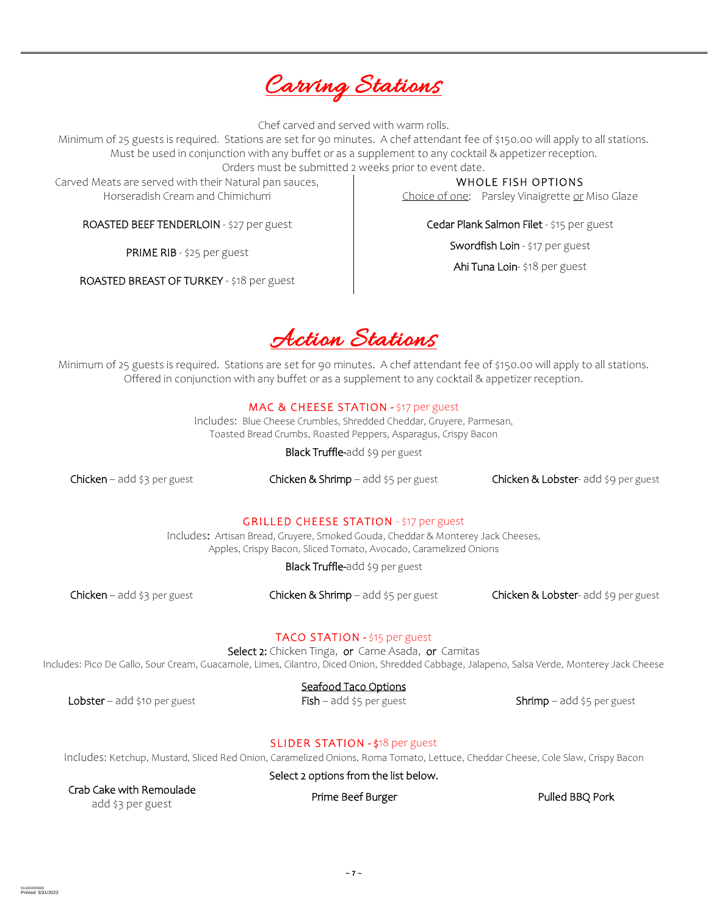# Carving Stations

Chef carved and served with warm rolls.
Minimum of 25 guests is required. Stations are set for 90 minutes. A chef attendant fee of $150.00 will apply to all stations.
Must be used in conjunction with any buffet or as a supplement to any cocktail & appetizer reception.
Orders must be submitted 2 weeks prior to event date.

Carved Meats are served with their Natural pan sauces, Horseradish Cream and Chimichurri

ROASTED BEEF TENDERLOIN - $27 per guest

PRIME RIB - $25 per guest

ROASTED BREAST OF TURKEY - $18 per guest

### WHOLE FISH OPTIONS

Choice of one: Parsley Vinaigrette or Miso Glaze

Cedar Plank Salmon Filet - $15 per guest

Swordfish Loin - $17 per guest

Ahi Tuna Loin- $18 per guest

# Action Stations

Minimum of 25 guests is required. Stations are set for 90 minutes. A chef attendant fee of $150.00 will apply to all stations.
Offered in conjunction with any buffet or as a supplement to any cocktail & appetizer reception.

### MAC & CHEESE STATION - $17 per guest

Includes: Blue Cheese Crumbles, Shredded Cheddar, Gruyere, Parmesan, Toasted Bread Crumbs, Roasted Peppers, Asparagus, Crispy Bacon

Black Truffle-add $9 per guest

Chicken – add $3 per guest

Chicken & Shrimp – add $5 per guest

Chicken & Lobster- add $9 per guest

### GRILLED CHEESE STATION - $17 per guest

Includes: Artisan Bread, Gruyere, Smoked Gouda, Cheddar & Monterey Jack Cheeses, Apples, Crispy Bacon, Sliced Tomato, Avocado, Caramelized Onions

Black Truffle-add $9 per guest

Chicken – add $3 per guest

Chicken & Shrimp – add $5 per guest

Chicken & Lobster- add $9 per guest

### TACO STATION - $15 per guest

Select 2: Chicken Tinga, or Carne Asada, or Carnitas

Includes: Pico De Gallo, Sour Cream, Guacamole, Limes, Cilantro, Diced Onion, Shredded Cabbage, Jalapeno, Salsa Verde, Monterey Jack Cheese

Seafood Taco Options

Lobster – add $10 per guest

Fish – add $5 per guest

Shrimp – add $5 per guest

### SLIDER STATION - $18 per guest

Includes: Ketchup, Mustard, Sliced Red Onion, Caramelized Onions, Roma Tomato, Lettuce, Cheddar Cheese, Cole Slaw, Crispy Bacon

Select 2 options from the list below.

Crab Cake with Remoulade add $3 per guest

Prime Beef Burger

Pulled BBQ Pork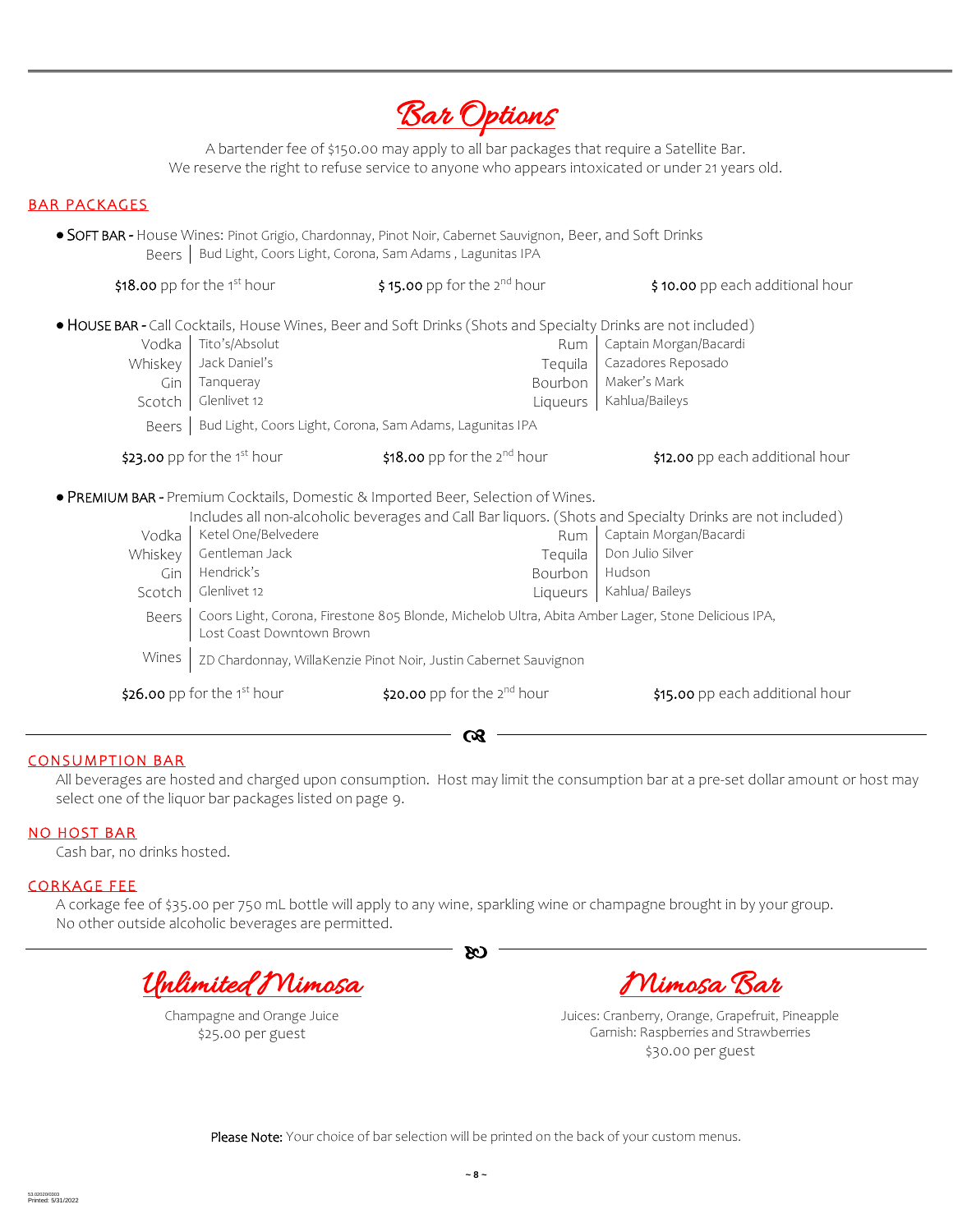# Bar Options

A bartender fee of $150.00 may apply to all bar packages that require a Satellite Bar.
We reserve the right to refuse service to anyone who appears intoxicated or under 21 years old.

## BAR PACKAGES

- **SOFT BAR -** House Wines: Pinot Grigio, Chardonnay, Pinot Noir, Cabernet Sauvignon, Beer, and Soft Drinks

  Beers | Bud Light, Coors Light, Corona, Sam Adams , Lagunitas IPA

  **$18.00** pp for the 1st hour | **$ 15.00** pp for the 2nd hour | **$ 10.00** pp each additional hour

- **HOUSE BAR -** Call Cocktails, House Wines, Beer and Soft Drinks (Shots and Specialty Drinks are not included)

| | | | |
|---|---|---|---|
| Vodka | Tito's/Absolut | Rum | Captain Morgan/Bacardi |
| Whiskey | Jack Daniel's | Tequila | Cazadores Reposado |
| Gin | Tanqueray | Bourbon | Maker's Mark |
| Scotch | Glenlivet 12 | Liqueurs | Kahlua/Baileys |
| Beers | Bud Light, Coors Light, Corona, Sam Adams, Lagunitas IPA | | |

  **$23.00** pp for the 1st hour | **$18.00** pp for the 2nd hour | **$12.00** pp each additional hour

- **PREMIUM BAR -** Premium Cocktails, Domestic & Imported Beer, Selection of Wines.
  Includes all non-alcoholic beverages and Call Bar liquors. (Shots and Specialty Drinks are not included)

| | | | |
|---|---|---|---|
| Vodka | Ketel One/Belvedere | Rum | Captain Morgan/Bacardi |
| Whiskey | Gentleman Jack | Tequila | Don Julio Silver |
| Gin | Hendrick's | Bourbon | Hudson |
| Scotch | Glenlivet 12 | Liqueurs | Kahlua/ Baileys |
| Beers | Coors Light, Corona, Firestone 805 Blonde, Michelob Ultra, Abita Amber Lager, Stone Delicious IPA, Lost Coast Downtown Brown | | |
| Wines | ZD Chardonnay, WillaKenzie Pinot Noir, Justin Cabernet Sauvignon | | |

  **$26.00** pp for the 1st hour | **$20.00** pp for the 2nd hour | **$15.00** pp each additional hour

---

## CONSUMPTION BAR

All beverages are hosted and charged upon consumption. Host may limit the consumption bar at a pre-set dollar amount or host may select one of the liquor bar packages listed on page 9.

## NO HOST BAR

Cash bar, no drinks hosted.

## CORKAGE FEE

A corkage fee of $35.00 per 750 mL bottle will apply to any wine, sparkling wine or champagne brought in by your group.
No other outside alcoholic beverages are permitted.

---

## Unlimited Mimosa

Champagne and Orange Juice
$25.00 per guest

## Mimosa Bar

Juices: Cranberry, Orange, Grapefruit, Pineapple
Garnish: Raspberries and Strawberries
$30.00 per guest

**Please Note:** Your choice of bar selection will be printed on the back of your custom menus.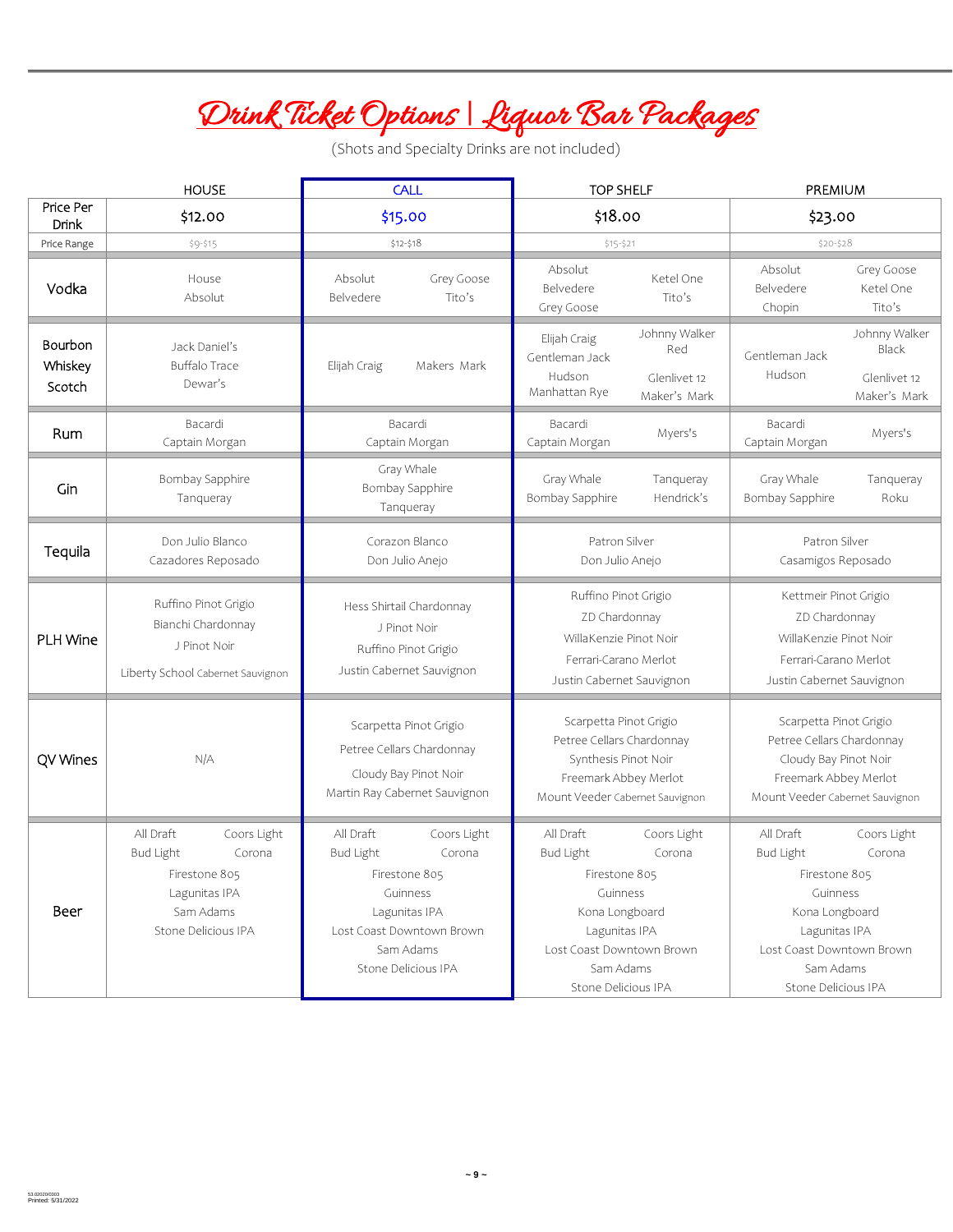# Drink Ticket Options | Liquor Bar Packages

(Shots and Specialty Drinks are not included)

| | HOUSE | CALL | TOP SHELF | PREMIUM |
|---|---|---|---|---|
| Price Per Drink | $12.00 | $15.00 | $18.00 | $23.00 |
| Price Range | $9-$15 | $12-$18 | $15-$21 | $20-$28 |
| Vodka | House<br>Absolut | Absolut<br>Belvedere<br>Grey Goose<br>Tito's | Absolut<br>Belvedere<br>Grey Goose<br>Ketel One<br>Tito's | Absolut<br>Belvedere<br>Chopin<br>Grey Goose<br>Ketel One<br>Tito's |
| Bourbon Whiskey Scotch | Jack Daniel's<br>Buffalo Trace<br>Dewar's | Elijah Craig<br>Makers Mark | Elijah Craig<br>Gentleman Jack<br>Hudson<br>Manhattan Rye<br>Johnny Walker Red<br>Glenlivet 12<br>Maker's Mark | Gentleman Jack<br>Hudson<br>Johnny Walker Black<br>Glenlivet 12<br>Maker's Mark |
| Rum | Bacardi<br>Captain Morgan | Bacardi<br>Captain Morgan | Bacardi<br>Captain Morgan<br>Myers's | Bacardi<br>Captain Morgan<br>Myers's |
| Gin | Bombay Sapphire<br>Tanqueray | Gray Whale<br>Bombay Sapphire<br>Tanqueray | Gray Whale<br>Bombay Sapphire<br>Tanqueray<br>Hendrick's | Gray Whale<br>Bombay Sapphire<br>Tanqueray<br>Roku |
| Tequila | Don Julio Blanco<br>Cazadores Reposado | Corazon Blanco<br>Don Julio Anejo | Patron Silver<br>Don Julio Anejo | Patron Silver<br>Casamigos Reposado |
| PLH Wine | Ruffino Pinot Grigio<br>Bianchi Chardonnay<br>J Pinot Noir<br>Liberty School Cabernet Sauvignon | Hess Shirtail Chardonnay<br>J Pinot Noir<br>Ruffino Pinot Grigio<br>Justin Cabernet Sauvignon | Ruffino Pinot Grigio<br>ZD Chardonnay<br>WillaKenzie Pinot Noir<br>Ferrari-Carano Merlot<br>Justin Cabernet Sauvignon | Kettmeir Pinot Grigio<br>ZD Chardonnay<br>WillaKenzie Pinot Noir<br>Ferrari-Carano Merlot<br>Justin Cabernet Sauvignon |
| QV Wines | N/A | Scarpetta Pinot Grigio<br>Petree Cellars Chardonnay<br>Cloudy Bay Pinot Noir<br>Martin Ray Cabernet Sauvignon | Scarpetta Pinot Grigio<br>Petree Cellars Chardonnay<br>Synthesis Pinot Noir<br>Freemark Abbey Merlot<br>Mount Veeder Cabernet Sauvignon | Scarpetta Pinot Grigio<br>Petree Cellars Chardonnay<br>Cloudy Bay Pinot Noir<br>Freemark Abbey Merlot<br>Mount Veeder Cabernet Sauvignon |
| Beer | All Draft<br>Coors Light<br>Bud Light<br>Corona<br>Firestone 805<br>Lagunitas IPA<br>Sam Adams<br>Stone Delicious IPA | All Draft<br>Coors Light<br>Bud Light<br>Corona<br>Firestone 805<br>Guinness<br>Lagunitas IPA<br>Lost Coast Downtown Brown<br>Sam Adams<br>Stone Delicious IPA | All Draft<br>Coors Light<br>Bud Light<br>Corona<br>Firestone 805<br>Guinness<br>Kona Longboard<br>Lagunitas IPA<br>Lost Coast Downtown Brown<br>Sam Adams<br>Stone Delicious IPA | All Draft<br>Coors Light<br>Bud Light<br>Corona<br>Firestone 805<br>Guinness<br>Kona Longboard<br>Lagunitas IPA<br>Lost Coast Downtown Brown<br>Sam Adams<br>Stone Delicious IPA |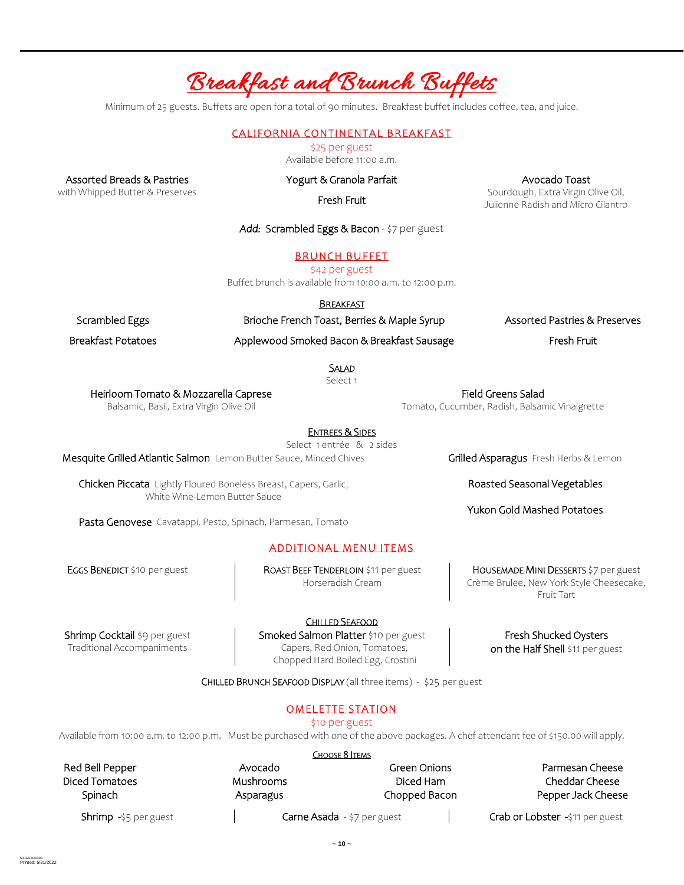# Breakfast and Brunch Buffets

Minimum of 25 guests. Buffets are open for a total of 90 minutes. Breakfast buffet includes coffee, tea, and juice.

## CALIFORNIA CONTINENTAL BREAKFAST

$25 per guest

Available before 11:00 a.m.

**Assorted Breads & Pastries**
with Whipped Butter & Preserves

**Yogurt & Granola Parfait**

**Fresh Fruit**

**Avocado Toast**
Sourdough, Extra Virgin Olive Oil, Julienne Radish and Micro Cilantro

*Add:* Scrambled Eggs & Bacon - $7 per guest

## BRUNCH BUFFET

$42 per guest

Buffet brunch is available from 10:00 a.m. to 12:00 p.m.

### BREAKFAST

- Scrambled Eggs
- Breakfast Potatoes
- Brioche French Toast, Berries & Maple Syrup
- Applewood Smoked Bacon & Breakfast Sausage
- Assorted Pastries & Preserves
- Fresh Fruit

### SALAD

Select 1

**Heirloom Tomato & Mozzarella Caprese**
Balsamic, Basil, Extra Virgin Olive Oil

**Field Greens Salad**
Tomato, Cucumber, Radish, Balsamic Vinaigrette

### ENTREES & SIDES

Select 1 entrée & 2 sides

**Mesquite Grilled Atlantic Salmon** Lemon Butter Sauce, Minced Chives

**Chicken Piccata** Lightly Floured Boneless Breast, Capers, Garlic, White Wine-Lemon Butter Sauce

**Pasta Genovese** Cavatappi, Pesto, Spinach, Parmesan, Tomato

**Grilled Asparagus** Fresh Herbs & Lemon

**Roasted Seasonal Vegetables**

**Yukon Gold Mashed Potatoes**

## ADDITIONAL MENU ITEMS

**EGGS BENEDICT** $10 per guest

**ROAST BEEF TENDERLOIN** $11 per guest
Horseradish Cream

**HOUSEMADE MINI DESSERTS** $7 per guest
Crème Brulee, New York Style Cheesecake, Fruit Tart

### CHILLED SEAFOOD

**Shrimp Cocktail** $9 per guest
Traditional Accompaniments

**Smoked Salmon Platter** $10 per guest
Capers, Red Onion, Tomatoes, Chopped Hard Boiled Egg, Crostini

**Fresh Shucked Oysters on the Half Shell** $11 per guest

**CHILLED BRUNCH SEAFOOD DISPLAY** (all three items) - $25 per guest

## OMELETTE STATION

$10 per guest

Available from 10:00 a.m. to 12:00 p.m. Must be purchased with one of the above packages. A chef attendant fee of $150.00 will apply.

### CHOOSE 8 ITEMS

- Red Bell Pepper
- Diced Tomatoes
- Spinach
- Avocado
- Mushrooms
- Asparagus
- Green Onions
- Diced Ham
- Chopped Bacon
- Parmesan Cheese
- Cheddar Cheese
- Pepper Jack Cheese

Shrimp -$5 per guest | Carne Asada - $7 per guest | Crab or Lobster -$11 per guest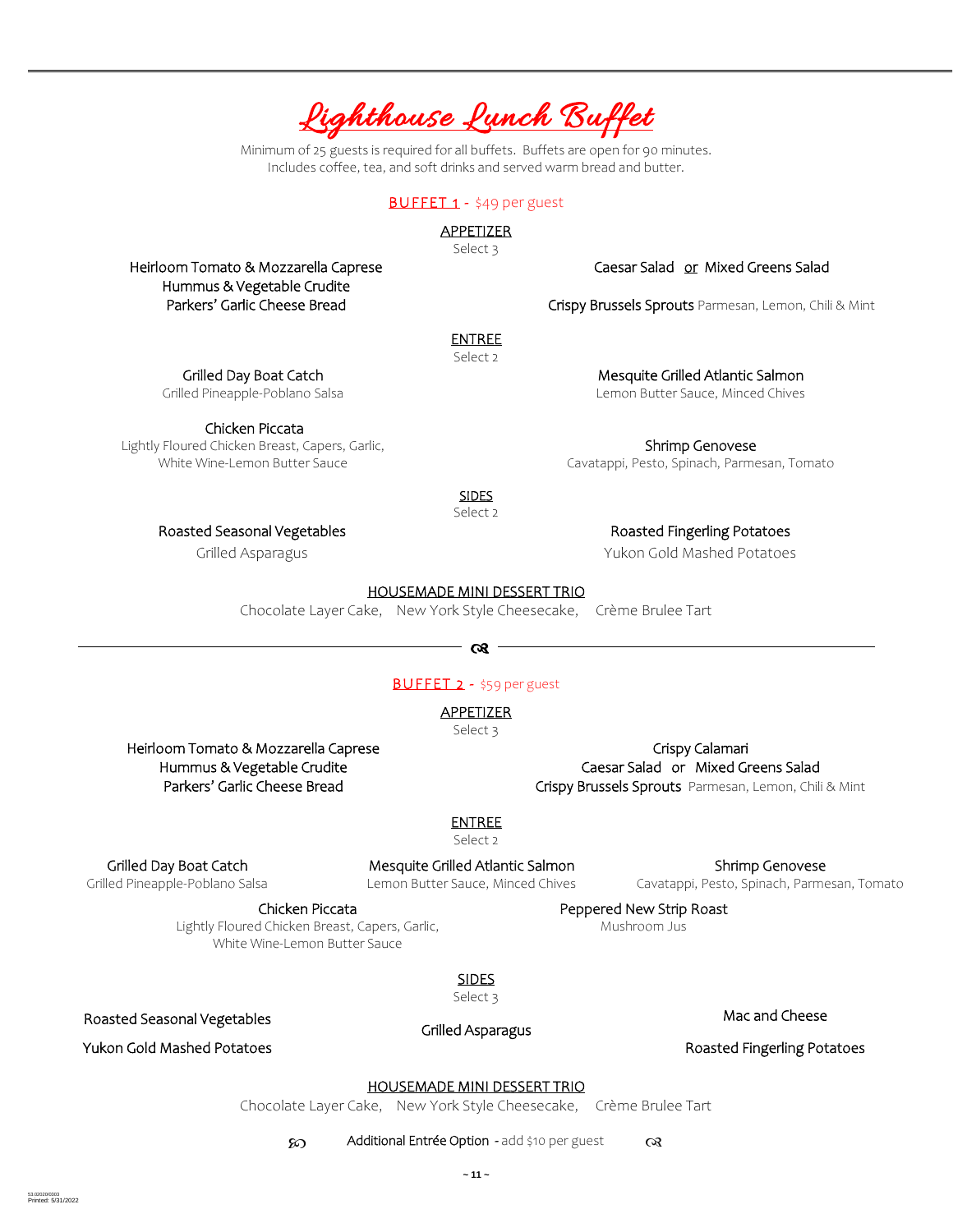# Lighthouse Lunch Buffet

Minimum of 25 guests is required for all buffets. Buffets are open for 90 minutes.
Includes coffee, tea, and soft drinks and served warm bread and butter.

## BUFFET 1 - $49 per guest

### APPETIZER
Select 3

- Heirloom Tomato & Mozzarella Caprese
- Hummus & Vegetable Crudite
- Parkers' Garlic Cheese Bread
- Caesar Salad or Mixed Greens Salad
- Crispy Brussels Sprouts Parmesan, Lemon, Chili & Mint

### ENTREE
Select 2

- Grilled Day Boat Catch
  Grilled Pineapple-Poblano Salsa
- Mesquite Grilled Atlantic Salmon
  Lemon Butter Sauce, Minced Chives
- Chicken Piccata
  Lightly Floured Chicken Breast, Capers, Garlic, White Wine-Lemon Butter Sauce
- Shrimp Genovese
  Cavatappi, Pesto, Spinach, Parmesan, Tomato

### SIDES
Select 2

- Roasted Seasonal Vegetables
- Grilled Asparagus
- Roasted Fingerling Potatoes
- Yukon Gold Mashed Potatoes

### HOUSEMADE MINI DESSERT TRIO
Chocolate Layer Cake, New York Style Cheesecake, Crème Brulee Tart

---

## BUFFET 2 - $59 per guest

### APPETIZER
Select 3

- Heirloom Tomato & Mozzarella Caprese
- Hummus & Vegetable Crudite
- Parkers' Garlic Cheese Bread
- Crispy Calamari
- Caesar Salad or Mixed Greens Salad
- Crispy Brussels Sprouts Parmesan, Lemon, Chili & Mint

### ENTREE
Select 2

- Grilled Day Boat Catch
  Grilled Pineapple-Poblano Salsa
- Mesquite Grilled Atlantic Salmon
  Lemon Butter Sauce, Minced Chives
- Shrimp Genovese
  Cavatappi, Pesto, Spinach, Parmesan, Tomato
- Chicken Piccata
  Lightly Floured Chicken Breast, Capers, Garlic, White Wine-Lemon Butter Sauce
- Peppered New Strip Roast
  Mushroom Jus

### SIDES
Select 3

- Roasted Seasonal Vegetables
- Yukon Gold Mashed Potatoes
- Grilled Asparagus
- Mac and Cheese
- Roasted Fingerling Potatoes

### HOUSEMADE MINI DESSERT TRIO
Chocolate Layer Cake, New York Style Cheesecake, Crème Brulee Tart

Additional Entrée Option - add $10 per guest

53.02020/0303
Printed: 5/31/2022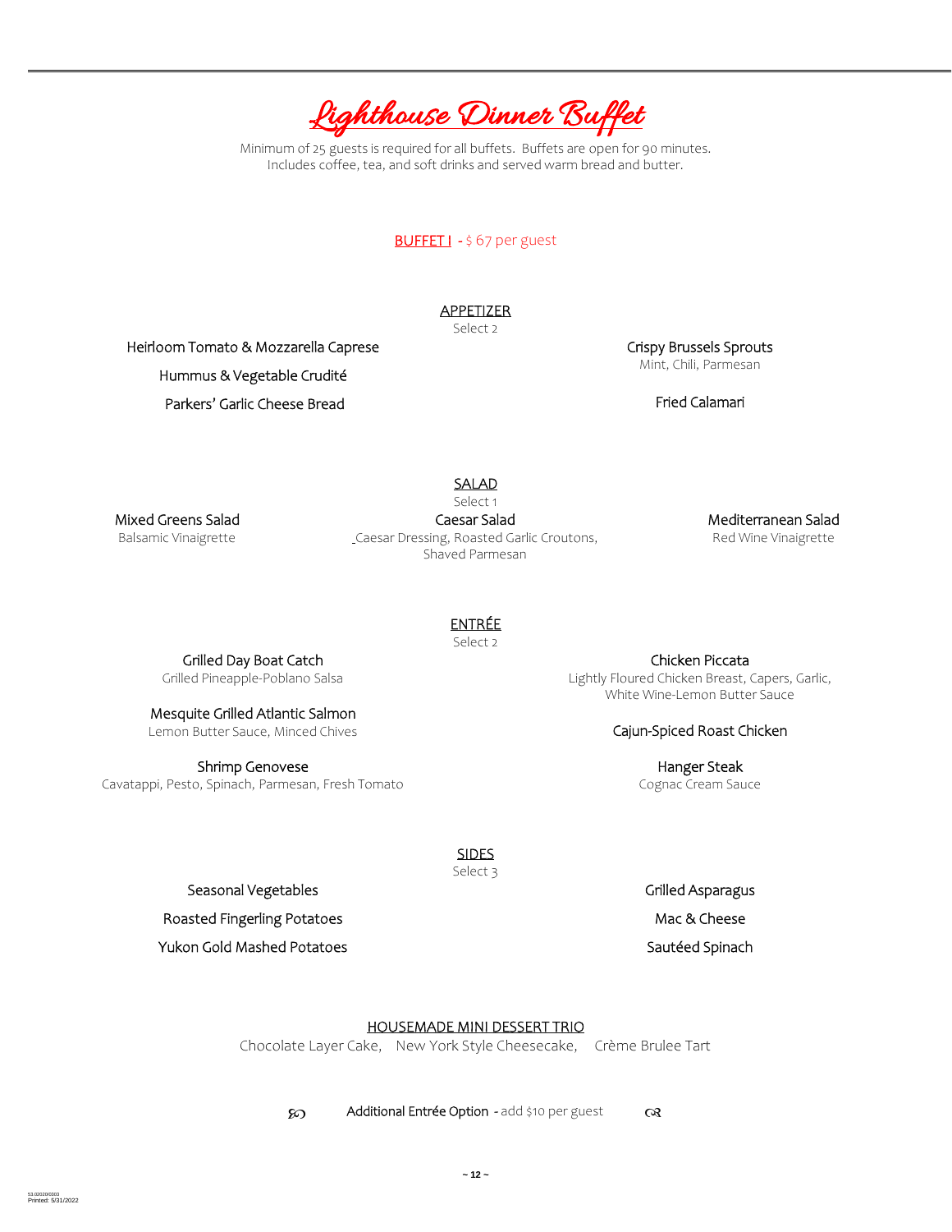# Lighthouse Dinner Buffet

Minimum of 25 guests is required for all buffets. Buffets are open for 90 minutes.
Includes coffee, tea, and soft drinks and served warm bread and butter.

## BUFFET I - $ 67 per guest

### APPETIZER
Select 2

Heirloom Tomato & Mozzarella Caprese

Hummus & Vegetable Crudité

Parkers' Garlic Cheese Bread

Crispy Brussels Sprouts
Mint, Chili, Parmesan

Fried Calamari

### SALAD
Select 1

Mixed Greens Salad
Balsamic Vinaigrette

Caesar Salad
Caesar Dressing, Roasted Garlic Croutons, Shaved Parmesan

Mediterranean Salad
Red Wine Vinaigrette

### ENTRÉE
Select 2

Grilled Day Boat Catch
Grilled Pineapple-Poblano Salsa

Mesquite Grilled Atlantic Salmon
Lemon Butter Sauce, Minced Chives

Shrimp Genovese
Cavatappi, Pesto, Spinach, Parmesan, Fresh Tomato

Chicken Piccata
Lightly Floured Chicken Breast, Capers, Garlic, White Wine-Lemon Butter Sauce

Cajun-Spiced Roast Chicken

Hanger Steak
Cognac Cream Sauce

### SIDES
Select 3

Seasonal Vegetables

Roasted Fingerling Potatoes

Yukon Gold Mashed Potatoes

Grilled Asparagus

Mac & Cheese

Sautéed Spinach

### HOUSEMADE MINI DESSERT TRIO

Chocolate Layer Cake, New York Style Cheesecake, Crème Brulee Tart

Additional Entrée Option - add $10 per guest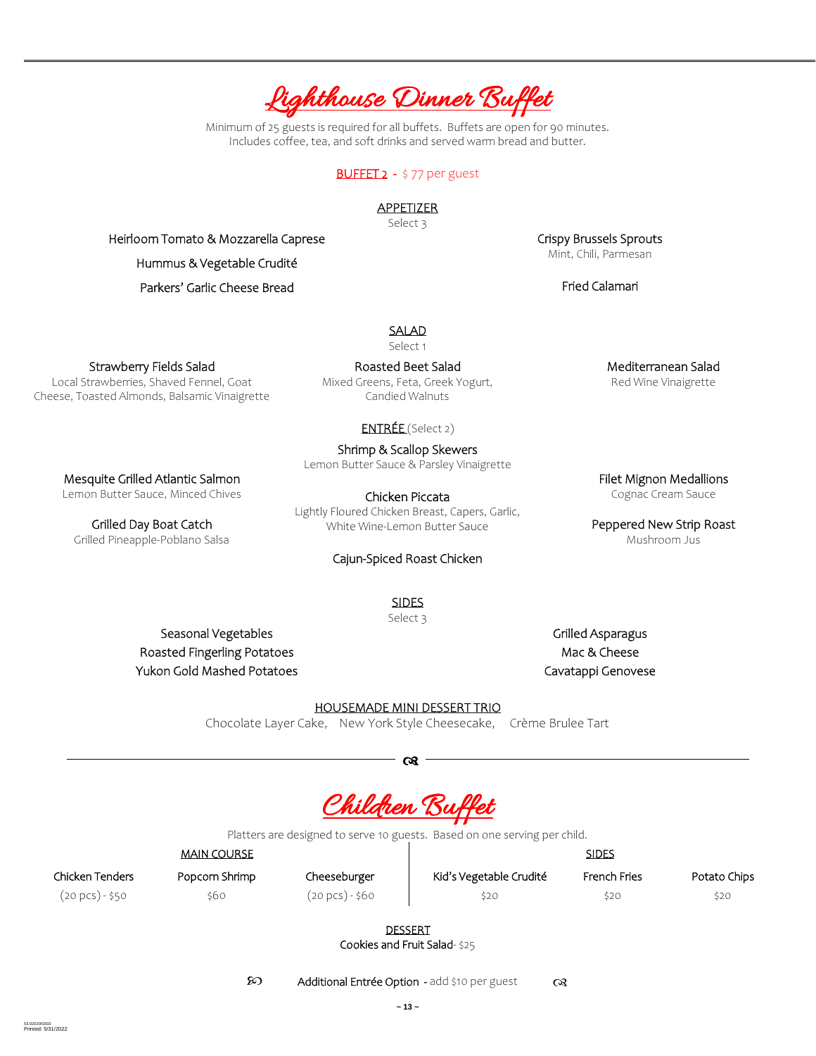# Lighthouse Dinner Buffet

Minimum of 25 guests is required for all buffets. Buffets are open for 90 minutes.
Includes coffee, tea, and soft drinks and served warm bread and butter.

## BUFFET 2 - $ 77 per guest

### APPETIZER

Select 3

Heirloom Tomato & Mozzarella Caprese

Hummus & Vegetable Crudité

Parkers' Garlic Cheese Bread

Crispy Brussels Sprouts
Mint, Chili, Parmesan

Fried Calamari

### SALAD

Select 1

**Strawberry Fields Salad**
Local Strawberries, Shaved Fennel, Goat Cheese, Toasted Almonds, Balsamic Vinaigrette

**Roasted Beet Salad**
Mixed Greens, Feta, Greek Yogurt, Candied Walnuts

**Mediterranean Salad**
Red Wine Vinaigrette

### ENTRÉE (Select 2)

**Mesquite Grilled Atlantic Salmon**
Lemon Butter Sauce, Minced Chives

**Grilled Day Boat Catch**
Grilled Pineapple-Poblano Salsa

**Shrimp & Scallop Skewers**
Lemon Butter Sauce & Parsley Vinaigrette

**Chicken Piccata**
Lightly Floured Chicken Breast, Capers, Garlic, White Wine-Lemon Butter Sauce

**Cajun-Spiced Roast Chicken**

**Filet Mignon Medallions**
Cognac Cream Sauce

**Peppered New Strip Roast**
Mushroom Jus

### SIDES

Select 3

Seasonal Vegetables
Roasted Fingerling Potatoes
Yukon Gold Mashed Potatoes

Grilled Asparagus
Mac & Cheese
Cavatappi Genovese

### HOUSEMADE MINI DESSERT TRIO

Chocolate Layer Cake, New York Style Cheesecake, Crème Brulee Tart

---

# Children Buffet

Platters are designed to serve 10 guests. Based on one serving per child.

### MAIN COURSE

| Chicken Tenders | Popcorn Shrimp | Cheeseburger |
|---|---|---|
| (20 pcs) - $50 | $60 | (20 pcs) - $60 |

### SIDES

| Kid's Vegetable Crudité | French Fries | Potato Chips |
|---|---|---|
| $20 | $20 | $20 |

### DESSERT

Cookies and Fruit Salad - $25

Additional Entrée Option - add $10 per guest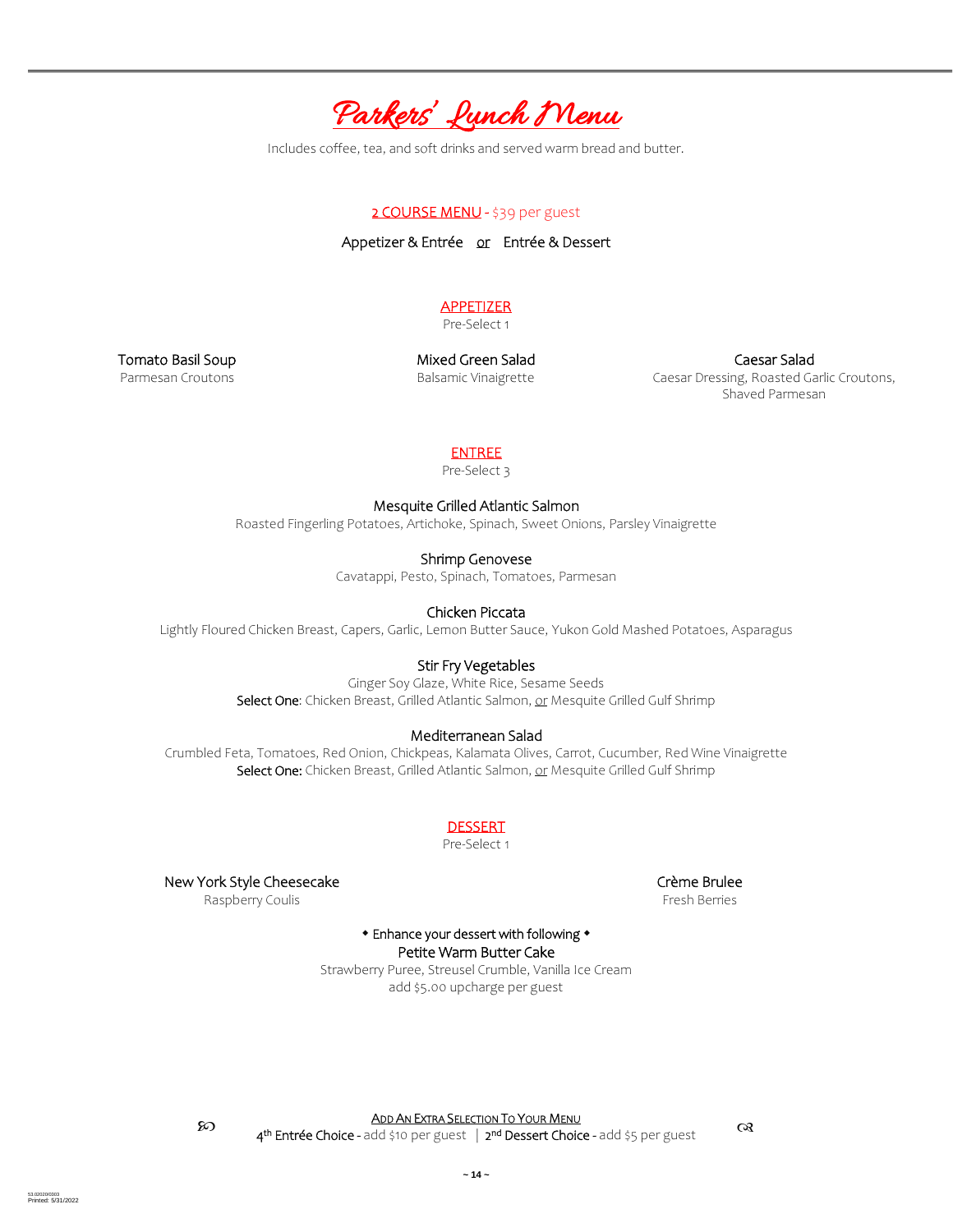# Parkers' Lunch Menu

Includes coffee, tea, and soft drinks and served warm bread and butter.

## 2 COURSE MENU - $39 per guest

Appetizer & Entrée or Entrée & Dessert

### APPETIZER

Pre-Select 1

**Tomato Basil Soup**
Parmesan Croutons

**Mixed Green Salad**
Balsamic Vinaigrette

**Caesar Salad**
Caesar Dressing, Roasted Garlic Croutons, Shaved Parmesan

### ENTREE

Pre-Select 3

**Mesquite Grilled Atlantic Salmon**
Roasted Fingerling Potatoes, Artichoke, Spinach, Sweet Onions, Parsley Vinaigrette

**Shrimp Genovese**
Cavatappi, Pesto, Spinach, Tomatoes, Parmesan

**Chicken Piccata**
Lightly Floured Chicken Breast, Capers, Garlic, Lemon Butter Sauce, Yukon Gold Mashed Potatoes, Asparagus

**Stir Fry Vegetables**
Ginger Soy Glaze, White Rice, Sesame Seeds
Select One: Chicken Breast, Grilled Atlantic Salmon, or Mesquite Grilled Gulf Shrimp

**Mediterranean Salad**
Crumbled Feta, Tomatoes, Red Onion, Chickpeas, Kalamata Olives, Carrot, Cucumber, Red Wine Vinaigrette
Select One: Chicken Breast, Grilled Atlantic Salmon, or Mesquite Grilled Gulf Shrimp

### DESSERT

Pre-Select 1

**New York Style Cheesecake**
Raspberry Coulis

**Crème Brulee**
Fresh Berries

◆ Enhance your dessert with following ◆

**Petite Warm Butter Cake**
Strawberry Puree, Streusel Crumble, Vanilla Ice Cream
add $5.00 upcharge per guest

**ADD AN EXTRA SELECTION TO YOUR MENU**

4th Entrée Choice - add $10 per guest | 2nd Dessert Choice - add $5 per guest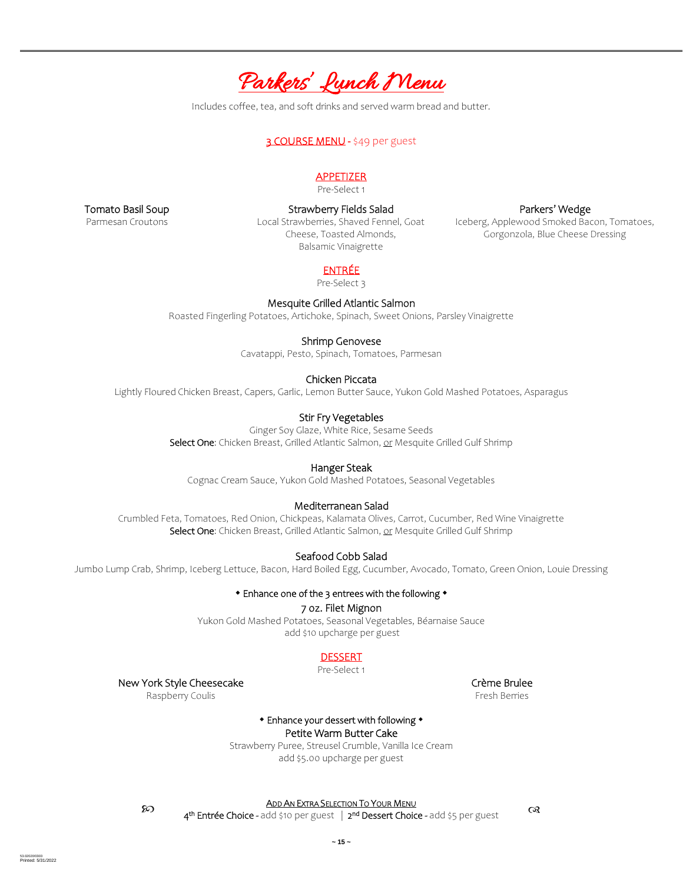# Parkers' Lunch Menu

Includes coffee, tea, and soft drinks and served warm bread and butter.

## 3 COURSE MENU - $49 per guest

### APPETIZER

Pre-Select 1

**Tomato Basil Soup**
Parmesan Croutons

**Strawberry Fields Salad**
Local Strawberries, Shaved Fennel, Goat Cheese, Toasted Almonds, Balsamic Vinaigrette

**Parkers' Wedge**
Iceberg, Applewood Smoked Bacon, Tomatoes, Gorgonzola, Blue Cheese Dressing

### ENTRÉE

Pre-Select 3

**Mesquite Grilled Atlantic Salmon**
Roasted Fingerling Potatoes, Artichoke, Spinach, Sweet Onions, Parsley Vinaigrette

**Shrimp Genovese**
Cavatappi, Pesto, Spinach, Tomatoes, Parmesan

**Chicken Piccata**
Lightly Floured Chicken Breast, Capers, Garlic, Lemon Butter Sauce, Yukon Gold Mashed Potatoes, Asparagus

**Stir Fry Vegetables**
Ginger Soy Glaze, White Rice, Sesame Seeds
Select One: Chicken Breast, Grilled Atlantic Salmon, or Mesquite Grilled Gulf Shrimp

**Hanger Steak**
Cognac Cream Sauce, Yukon Gold Mashed Potatoes, Seasonal Vegetables

**Mediterranean Salad**
Crumbled Feta, Tomatoes, Red Onion, Chickpeas, Kalamata Olives, Carrot, Cucumber, Red Wine Vinaigrette
Select One: Chicken Breast, Grilled Atlantic Salmon, or Mesquite Grilled Gulf Shrimp

**Seafood Cobb Salad**
Jumbo Lump Crab, Shrimp, Iceberg Lettuce, Bacon, Hard Boiled Egg, Cucumber, Avocado, Tomato, Green Onion, Louie Dressing

◆ Enhance one of the 3 entrees with the following ◆

**7 oz. Filet Mignon**
Yukon Gold Mashed Potatoes, Seasonal Vegetables, Béarnaise Sauce
add $10 upcharge per guest

### DESSERT

Pre-Select 1

**New York Style Cheesecake**
Raspberry Coulis

**Crème Brulee**
Fresh Berries

◆ Enhance your dessert with following ◆

**Petite Warm Butter Cake**
Strawberry Puree, Streusel Crumble, Vanilla Ice Cream
add $5.00 upcharge per guest

**ADD AN EXTRA SELECTION TO YOUR MENU**

4th Entrée Choice - add $10 per guest | 2nd Dessert Choice - add $5 per guest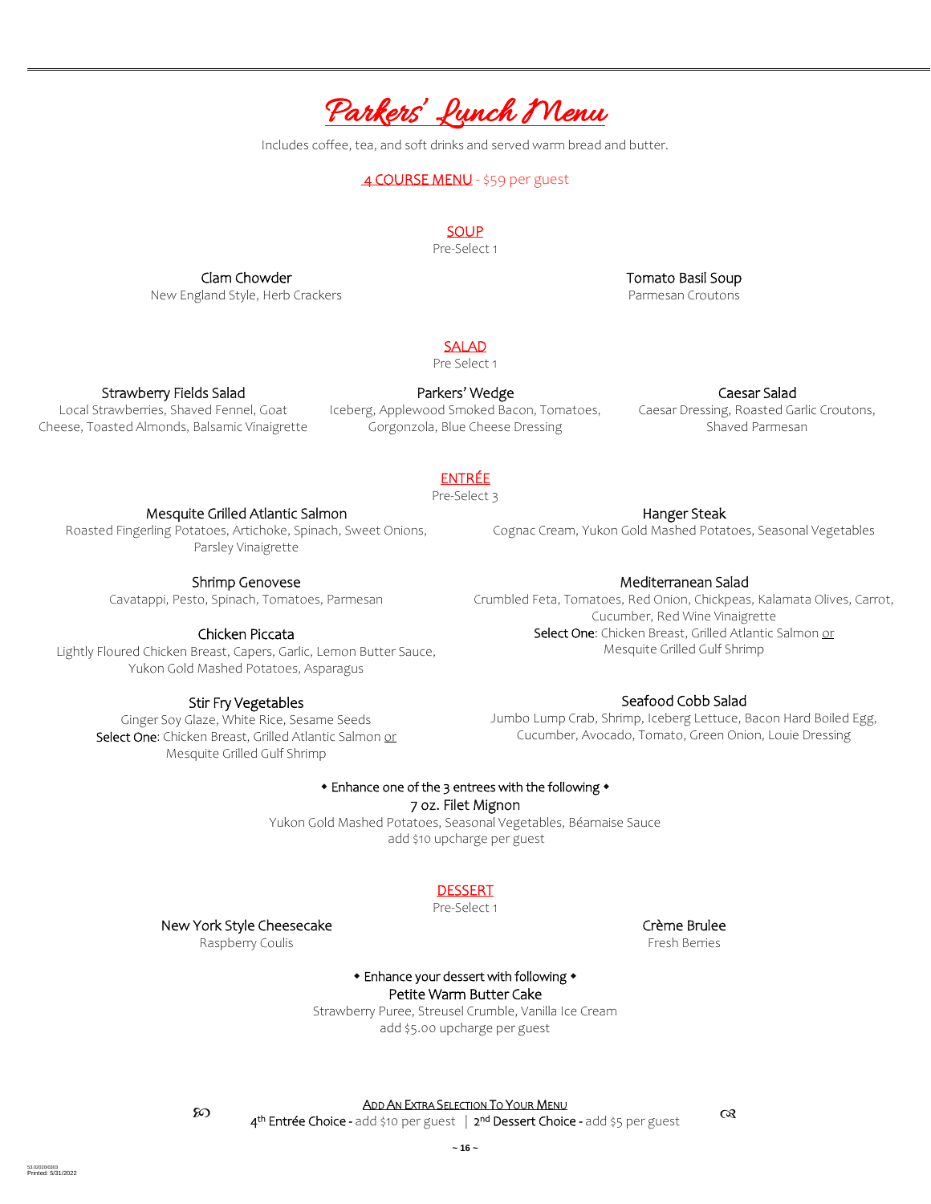# Parkers' Lunch Menu

Includes coffee, tea, and soft drinks and served warm bread and butter.

**4 COURSE MENU** - $59 per guest

## SOUP

Pre-Select 1

**Clam Chowder**
New England Style, Herb Crackers

**Tomato Basil Soup**
Parmesan Croutons

## SALAD

Pre Select 1

**Strawberry Fields Salad**
Local Strawberries, Shaved Fennel, Goat Cheese, Toasted Almonds, Balsamic Vinaigrette

**Parkers' Wedge**
Iceberg, Applewood Smoked Bacon, Tomatoes, Gorgonzola, Blue Cheese Dressing

**Caesar Salad**
Caesar Dressing, Roasted Garlic Croutons, Shaved Parmesan

## ENTRÉE

Pre-Select 3

**Mesquite Grilled Atlantic Salmon**
Roasted Fingerling Potatoes, Artichoke, Spinach, Sweet Onions, Parsley Vinaigrette

**Shrimp Genovese**
Cavatappi, Pesto, Spinach, Tomatoes, Parmesan

**Chicken Piccata**
Lightly Floured Chicken Breast, Capers, Garlic, Lemon Butter Sauce, Yukon Gold Mashed Potatoes, Asparagus

**Stir Fry Vegetables**
Ginger Soy Glaze, White Rice, Sesame Seeds
Select One: Chicken Breast, Grilled Atlantic Salmon or Mesquite Grilled Gulf Shrimp

**Hanger Steak**
Cognac Cream, Yukon Gold Mashed Potatoes, Seasonal Vegetables

**Mediterranean Salad**
Crumbled Feta, Tomatoes, Red Onion, Chickpeas, Kalamata Olives, Carrot, Cucumber, Red Wine Vinaigrette
Select One: Chicken Breast, Grilled Atlantic Salmon or Mesquite Grilled Gulf Shrimp

**Seafood Cobb Salad**
Jumbo Lump Crab, Shrimp, Iceberg Lettuce, Bacon Hard Boiled Egg, Cucumber, Avocado, Tomato, Green Onion, Louie Dressing

◆ Enhance one of the 3 entrees with the following ◆

**7 oz. Filet Mignon**
Yukon Gold Mashed Potatoes, Seasonal Vegetables, Béarnaise Sauce
add $10 upcharge per guest

## DESSERT

Pre-Select 1

**New York Style Cheesecake**
Raspberry Coulis

**Crème Brulee**
Fresh Berries

◆ Enhance your dessert with following ◆

**Petite Warm Butter Cake**
Strawberry Puree, Streusel Crumble, Vanilla Ice Cream
add $5.00 upcharge per guest

**ADD AN EXTRA SELECTION TO YOUR MENU**

4th Entrée Choice - add $10 per guest | 2nd Dessert Choice - add $5 per guest

53.02020/0303
Printed: 5/31/2022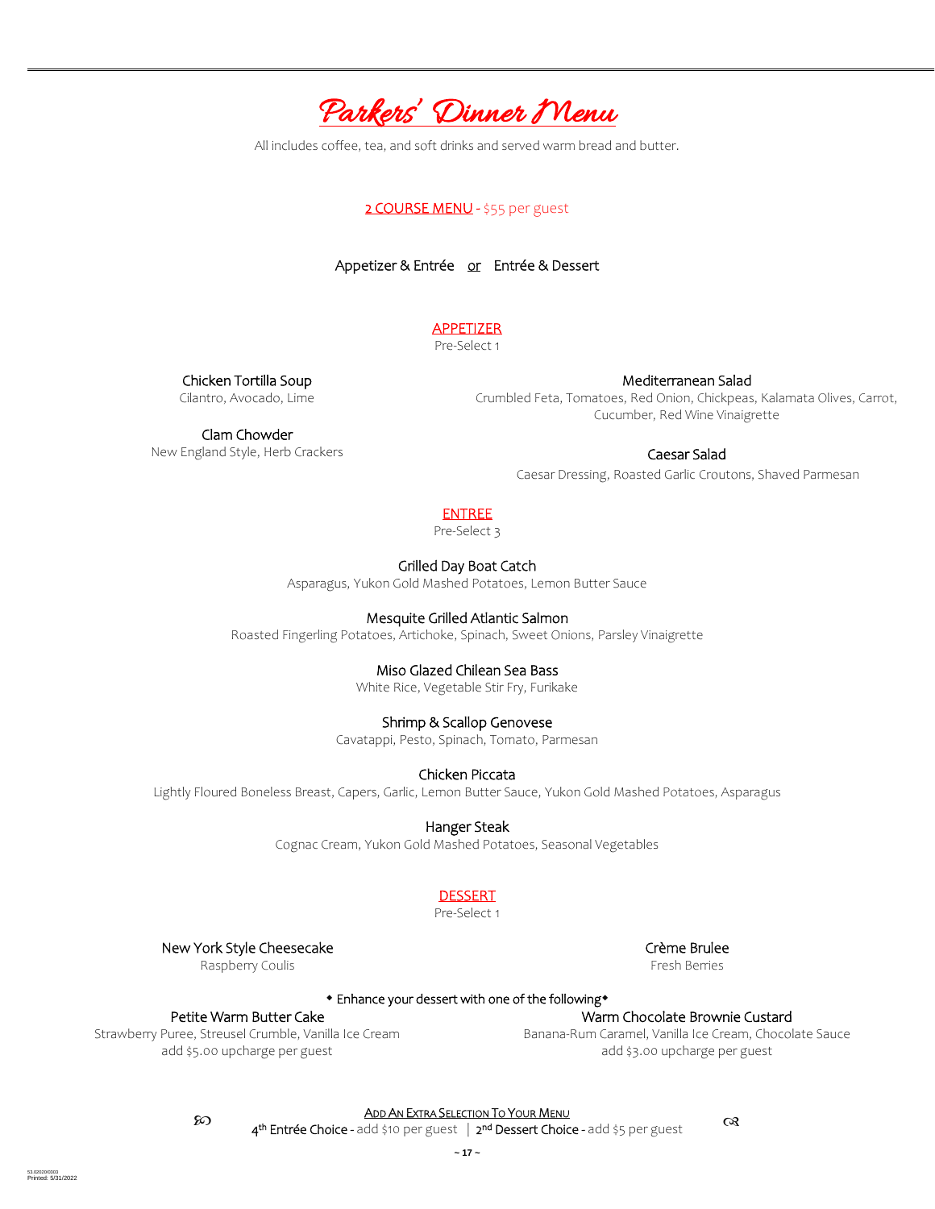# Parkers' Dinner Menu

All includes coffee, tea, and soft drinks and served warm bread and butter.

## 2 COURSE MENU - $55 per guest

Appetizer & Entrée or Entrée & Dessert

### APPETIZER

Pre-Select 1

**Chicken Tortilla Soup**
Cilantro, Avocado, Lime

**Clam Chowder**
New England Style, Herb Crackers

**Mediterranean Salad**
Crumbled Feta, Tomatoes, Red Onion, Chickpeas, Kalamata Olives, Carrot, Cucumber, Red Wine Vinaigrette

**Caesar Salad**
Caesar Dressing, Roasted Garlic Croutons, Shaved Parmesan

### ENTREE

Pre-Select 3

**Grilled Day Boat Catch**
Asparagus, Yukon Gold Mashed Potatoes, Lemon Butter Sauce

**Mesquite Grilled Atlantic Salmon**
Roasted Fingerling Potatoes, Artichoke, Spinach, Sweet Onions, Parsley Vinaigrette

**Miso Glazed Chilean Sea Bass**
White Rice, Vegetable Stir Fry, Furikake

**Shrimp & Scallop Genovese**
Cavatappi, Pesto, Spinach, Tomato, Parmesan

**Chicken Piccata**
Lightly Floured Boneless Breast, Capers, Garlic, Lemon Butter Sauce, Yukon Gold Mashed Potatoes, Asparagus

**Hanger Steak**
Cognac Cream, Yukon Gold Mashed Potatoes, Seasonal Vegetables

### DESSERT

Pre-Select 1

**New York Style Cheesecake**
Raspberry Coulis

**Crème Brulee**
Fresh Berries

◆ Enhance your dessert with one of the following◆

**Petite Warm Butter Cake**
Strawberry Puree, Streusel Crumble, Vanilla Ice Cream
add $5.00 upcharge per guest

**Warm Chocolate Brownie Custard**
Banana-Rum Caramel, Vanilla Ice Cream, Chocolate Sauce
add $3.00 upcharge per guest

### ADD AN EXTRA SELECTION TO YOUR MENU

4th Entrée Choice - add $10 per guest | 2nd Dessert Choice - add $5 per guest

53.02020/0303
Printed: 5/31/2022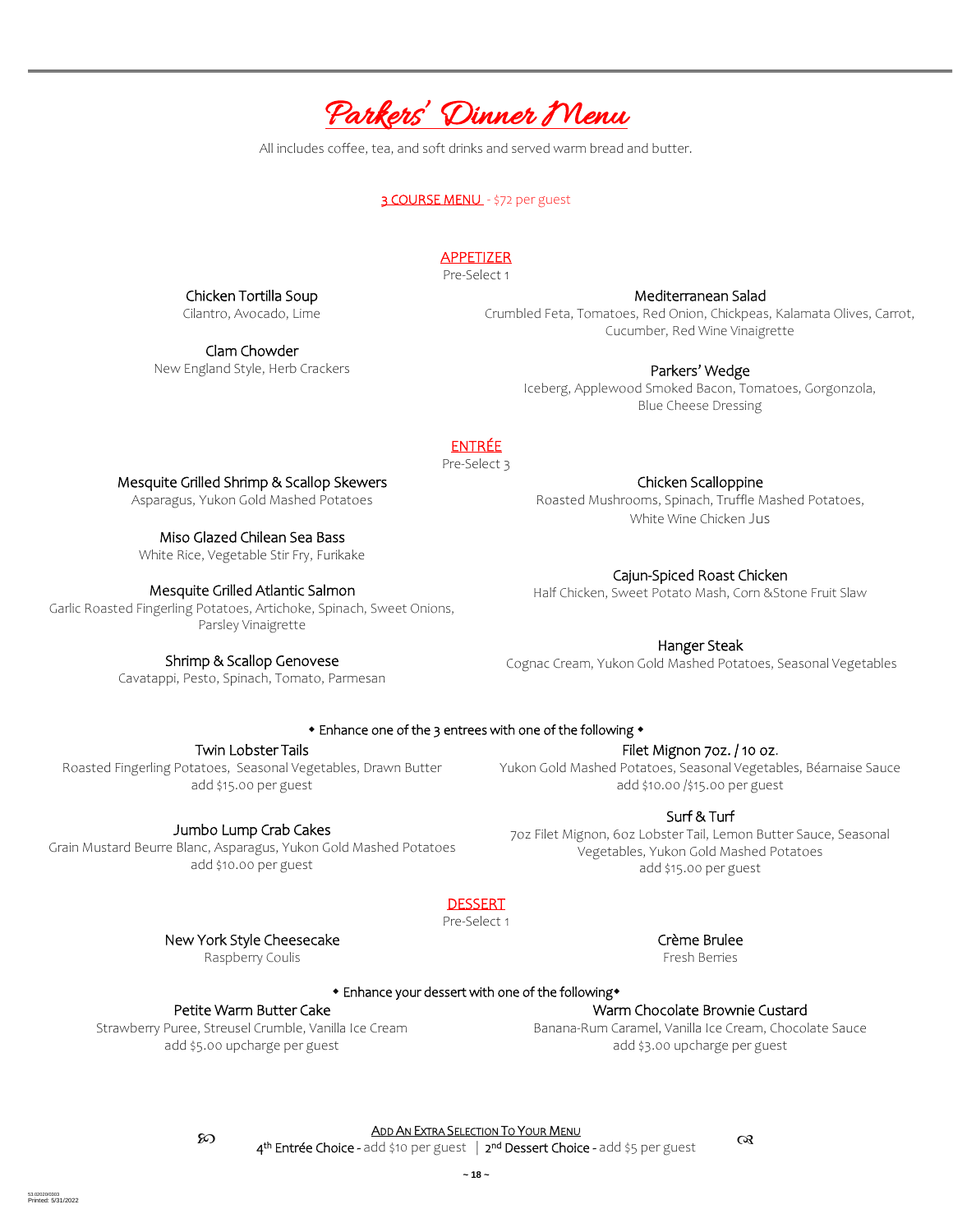# Parkers' Dinner Menu

All includes coffee, tea, and soft drinks and served warm bread and butter.

**3 COURSE MENU** - $72 per guest

## APPETIZER

Pre-Select 1

**Chicken Tortilla Soup**
Cilantro, Avocado, Lime

**Clam Chowder**
New England Style, Herb Crackers

**Mediterranean Salad**
Crumbled Feta, Tomatoes, Red Onion, Chickpeas, Kalamata Olives, Carrot, Cucumber, Red Wine Vinaigrette

**Parkers' Wedge**
Iceberg, Applewood Smoked Bacon, Tomatoes, Gorgonzola, Blue Cheese Dressing

## ENTRÉE

Pre-Select 3

**Mesquite Grilled Shrimp & Scallop Skewers**
Asparagus, Yukon Gold Mashed Potatoes

**Miso Glazed Chilean Sea Bass**
White Rice, Vegetable Stir Fry, Furikake

**Mesquite Grilled Atlantic Salmon**
Garlic Roasted Fingerling Potatoes, Artichoke, Spinach, Sweet Onions, Parsley Vinaigrette

**Shrimp & Scallop Genovese**
Cavatappi, Pesto, Spinach, Tomato, Parmesan

**Chicken Scalloppine**
Roasted Mushrooms, Spinach, Truffle Mashed Potatoes, White Wine Chicken Jus

**Cajun-Spiced Roast Chicken**
Half Chicken, Sweet Potato Mash, Corn &Stone Fruit Slaw

**Hanger Steak**
Cognac Cream, Yukon Gold Mashed Potatoes, Seasonal Vegetables

◆ Enhance one of the 3 entrees with one of the following ◆

**Twin Lobster Tails**
Roasted Fingerling Potatoes, Seasonal Vegetables, Drawn Butter
add $15.00 per guest

**Jumbo Lump Crab Cakes**
Grain Mustard Beurre Blanc, Asparagus, Yukon Gold Mashed Potatoes
add $10.00 per guest

**Filet Mignon 7oz. / 10 oz.**
Yukon Gold Mashed Potatoes, Seasonal Vegetables, Béarnaise Sauce
add $10.00 /$15.00 per guest

**Surf & Turf**
7oz Filet Mignon, 6oz Lobster Tail, Lemon Butter Sauce, Seasonal Vegetables, Yukon Gold Mashed Potatoes
add $15.00 per guest

## DESSERT

Pre-Select 1

**New York Style Cheesecake**
Raspberry Coulis

**Crème Brulee**
Fresh Berries

◆ Enhance your dessert with one of the following ◆

**Petite Warm Butter Cake**
Strawberry Puree, Streusel Crumble, Vanilla Ice Cream
add $5.00 upcharge per guest

**Warm Chocolate Brownie Custard**
Banana-Rum Caramel, Vanilla Ice Cream, Chocolate Sauce
add $3.00 upcharge per guest

**ADD AN EXTRA SELECTION TO YOUR MENU**

4th Entrée Choice - add $10 per guest | 2nd Dessert Choice - add $5 per guest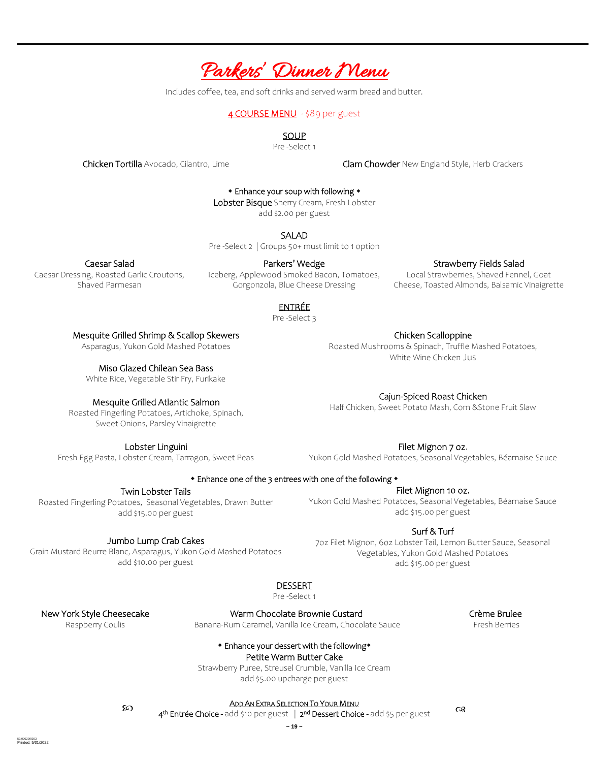# Parkers' Dinner Menu

Includes coffee, tea, and soft drinks and served warm bread and butter.

## 4 COURSE MENU - $89 per guest

### SOUP

Pre -Select 1

**Chicken Tortilla** Avocado, Cilantro, Lime

**Clam Chowder** New England Style, Herb Crackers

◆ Enhance your soup with following ◆

**Lobster Bisque** Sherry Cream, Fresh Lobster
add $2.00 per guest

### SALAD

Pre -Select 2 | Groups 50+ must limit to 1 option

**Caesar Salad**
Caesar Dressing, Roasted Garlic Croutons, Shaved Parmesan

**Parkers' Wedge**
Iceberg, Applewood Smoked Bacon, Tomatoes, Gorgonzola, Blue Cheese Dressing

**Strawberry Fields Salad**
Local Strawberries, Shaved Fennel, Goat Cheese, Toasted Almonds, Balsamic Vinaigrette

### ENTRÉE

Pre -Select 3

**Mesquite Grilled Shrimp & Scallop Skewers**
Asparagus, Yukon Gold Mashed Potatoes

**Miso Glazed Chilean Sea Bass**
White Rice, Vegetable Stir Fry, Furikake

**Mesquite Grilled Atlantic Salmon**
Roasted Fingerling Potatoes, Artichoke, Spinach, Sweet Onions, Parsley Vinaigrette

**Lobster Linguini**
Fresh Egg Pasta, Lobster Cream, Tarragon, Sweet Peas

**Chicken Scalloppine**
Roasted Mushrooms & Spinach, Truffle Mashed Potatoes, White Wine Chicken Jus

**Cajun-Spiced Roast Chicken**
Half Chicken, Sweet Potato Mash, Corn &Stone Fruit Slaw

**Filet Mignon 7 oz.**
Yukon Gold Mashed Potatoes, Seasonal Vegetables, Béarnaise Sauce

◆ Enhance one of the 3 entrees with one of the following ◆

**Twin Lobster Tails**
Roasted Fingerling Potatoes, Seasonal Vegetables, Drawn Butter
add $15.00 per guest

**Jumbo Lump Crab Cakes**
Grain Mustard Beurre Blanc, Asparagus, Yukon Gold Mashed Potatoes
add $10.00 per guest

**Filet Mignon 10 oz.**
Yukon Gold Mashed Potatoes, Seasonal Vegetables, Béarnaise Sauce
add $15.00 per guest

**Surf & Turf**
7oz Filet Mignon, 6oz Lobster Tail, Lemon Butter Sauce, Seasonal Vegetables, Yukon Gold Mashed Potatoes
add $15.00 per guest

### DESSERT

Pre -Select 1

**New York Style Cheesecake**
Raspberry Coulis

**Warm Chocolate Brownie Custard**
Banana-Rum Caramel, Vanilla Ice Cream, Chocolate Sauce

**Crème Brulee**
Fresh Berries

◆ Enhance your dessert with the following◆

**Petite Warm Butter Cake**
Strawberry Puree, Streusel Crumble, Vanilla Ice Cream
add $5.00 upcharge per guest

### Add An Extra Selection To Your Menu

4th Entrée Choice - add $10 per guest | 2nd Dessert Choice - add $5 per guest

53.02020/0303
Printed: 5/31/2022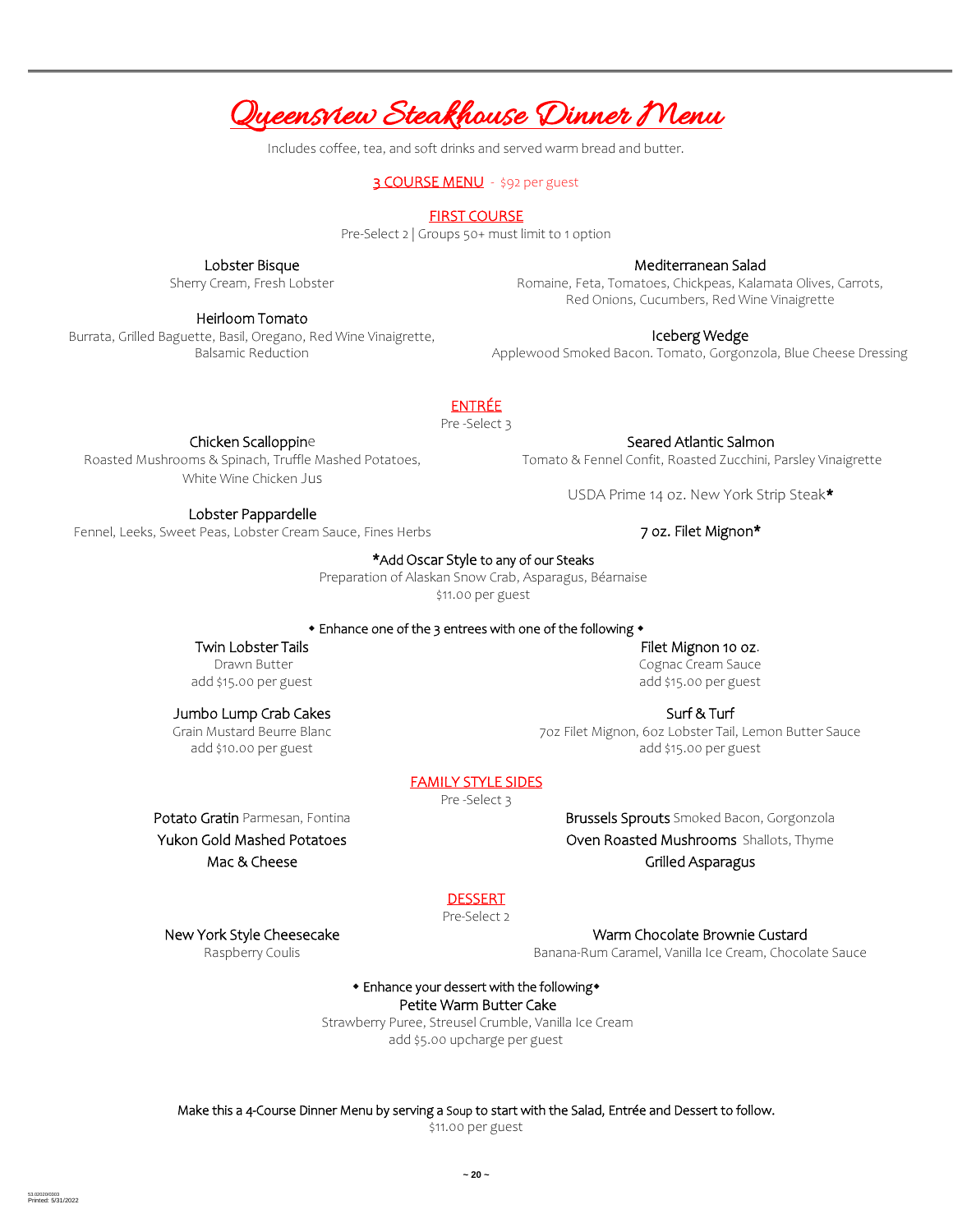# Queensview Steakhouse Dinner Menu

Includes coffee, tea, and soft drinks and served warm bread and butter.

## 3 COURSE MENU - $92 per guest

### FIRST COURSE

Pre-Select 2 | Groups 50+ must limit to 1 option

**Lobster Bisque**
Sherry Cream, Fresh Lobster

**Heirloom Tomato**
Burrata, Grilled Baguette, Basil, Oregano, Red Wine Vinaigrette, Balsamic Reduction

**Mediterranean Salad**
Romaine, Feta, Tomatoes, Chickpeas, Kalamata Olives, Carrots, Red Onions, Cucumbers, Red Wine Vinaigrette

**Iceberg Wedge**
Applewood Smoked Bacon. Tomato, Gorgonzola, Blue Cheese Dressing

### ENTRÉE

Pre -Select 3

**Chicken Scalloppine**
Roasted Mushrooms & Spinach, Truffle Mashed Potatoes, White Wine Chicken Jus

**Lobster Pappardelle**
Fennel, Leeks, Sweet Peas, Lobster Cream Sauce, Fines Herbs

**Seared Atlantic Salmon**
Tomato & Fennel Confit, Roasted Zucchini, Parsley Vinaigrette

**USDA Prime 14 oz. New York Strip Steak***

**7 oz. Filet Mignon***

***Add Oscar Style to any of our Steaks**
Preparation of Alaskan Snow Crab, Asparagus, Béarnaise
$11.00 per guest

◆ Enhance one of the 3 entrees with one of the following ◆

**Twin Lobster Tails**
Drawn Butter
add $15.00 per guest

**Jumbo Lump Crab Cakes**
Grain Mustard Beurre Blanc
add $10.00 per guest

**Filet Mignon 10 oz.**
Cognac Cream Sauce
add $15.00 per guest

**Surf & Turf**
7oz Filet Mignon, 6oz Lobster Tail, Lemon Butter Sauce
add $15.00 per guest

### FAMILY STYLE SIDES

Pre -Select 3

**Potato Gratin** Parmesan, Fontina
**Yukon Gold Mashed Potatoes**
**Mac & Cheese**
**Brussels Sprouts** Smoked Bacon, Gorgonzola
**Oven Roasted Mushrooms** Shallots, Thyme
**Grilled Asparagus**

### DESSERT

Pre-Select 2

**New York Style Cheesecake**
Raspberry Coulis

**Warm Chocolate Brownie Custard**
Banana-Rum Caramel, Vanilla Ice Cream, Chocolate Sauce

◆ Enhance your dessert with the following◆

**Petite Warm Butter Cake**
Strawberry Puree, Streusel Crumble, Vanilla Ice Cream
add $5.00 upcharge per guest

Make this a 4-Course Dinner Menu by serving a Soup to start with the Salad, Entrée and Dessert to follow.
$11.00 per guest

53.02020/0303
Printed: 5/31/2022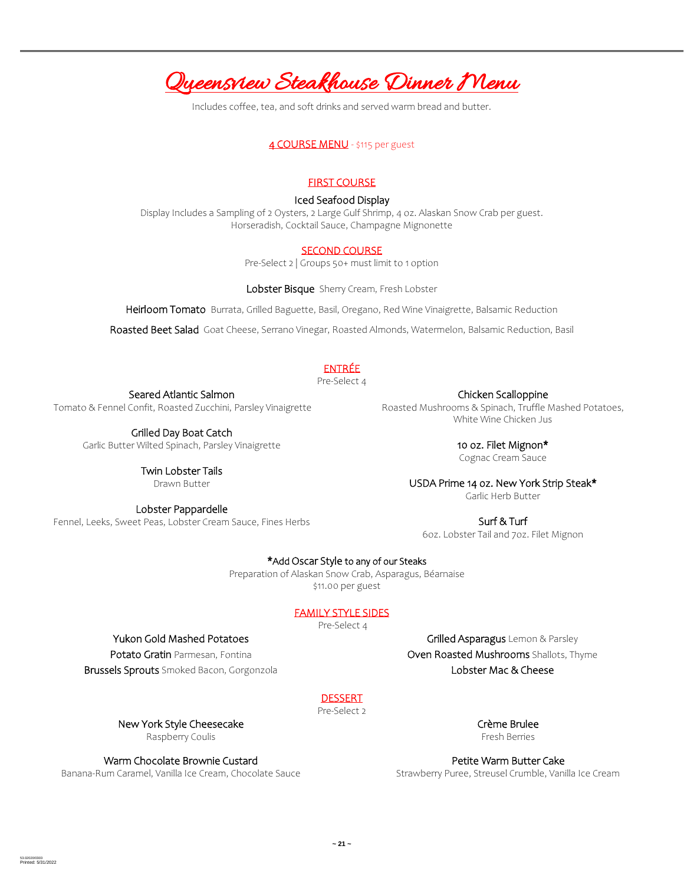# Queensview Steakhouse Dinner Menu

Includes coffee, tea, and soft drinks and served warm bread and butter.

## 4 COURSE MENU - $115 per guest

### FIRST COURSE

**Iced Seafood Display**
Display Includes a Sampling of 2 Oysters, 2 Large Gulf Shrimp, 4 oz. Alaskan Snow Crab per guest.
Horseradish, Cocktail Sauce, Champagne Mignonette

### SECOND COURSE

Pre-Select 2 | Groups 50+ must limit to 1 option

**Lobster Bisque** Sherry Cream, Fresh Lobster

**Heirloom Tomato** Burrata, Grilled Baguette, Basil, Oregano, Red Wine Vinaigrette, Balsamic Reduction

**Roasted Beet Salad** Goat Cheese, Serrano Vinegar, Roasted Almonds, Watermelon, Balsamic Reduction, Basil

### ENTRÉE

Pre-Select 4

**Seared Atlantic Salmon**
Tomato & Fennel Confit, Roasted Zucchini, Parsley Vinaigrette

**Grilled Day Boat Catch**
Garlic Butter Wilted Spinach, Parsley Vinaigrette

**Twin Lobster Tails**
Drawn Butter

**Lobster Pappardelle**
Fennel, Leeks, Sweet Peas, Lobster Cream Sauce, Fines Herbs

**Chicken Scalloppine**
Roasted Mushrooms & Spinach, Truffle Mashed Potatoes, White Wine Chicken Jus

**10 oz. Filet Mignon***
Cognac Cream Sauce

**USDA Prime 14 oz. New York Strip Steak***
Garlic Herb Butter

**Surf & Turf**
6oz. Lobster Tail and 7oz. Filet Mignon

***Add Oscar Style to any of our Steaks**
Preparation of Alaskan Snow Crab, Asparagus, Béarnaise
$11.00 per guest

### FAMILY STYLE SIDES

Pre-Select 4

**Yukon Gold Mashed Potatoes**

**Potato Gratin** Parmesan, Fontina

**Brussels Sprouts** Smoked Bacon, Gorgonzola

**Grilled Asparagus** Lemon & Parsley

**Oven Roasted Mushrooms** Shallots, Thyme

**Lobster Mac & Cheese**

### DESSERT

Pre-Select 2

**New York Style Cheesecake**
Raspberry Coulis

**Warm Chocolate Brownie Custard**
Banana-Rum Caramel, Vanilla Ice Cream, Chocolate Sauce

**Crème Brulee**
Fresh Berries

**Petite Warm Butter Cake**
Strawberry Puree, Streusel Crumble, Vanilla Ice Cream

53.02020/0303
Printed: 5/31/2022